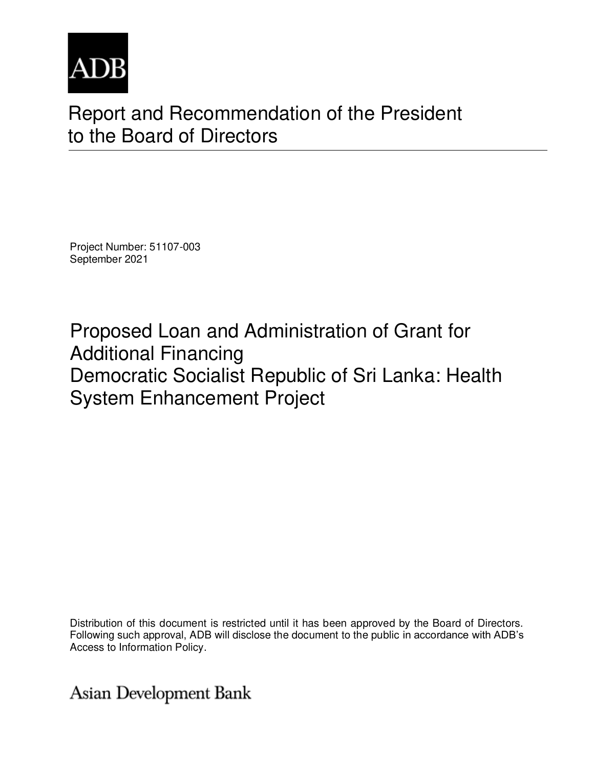ADB

# Report and Recommendation of the President to the Board of Directors

Project Number: 51107-003
September 2021

## Proposed Loan and Administration of Grant for Additional Financing
## Democratic Socialist Republic of Sri Lanka: Health System Enhancement Project

Distribution of this document is restricted until it has been approved by the Board of Directors. Following such approval, ADB will disclose the document to the public in accordance with ADB's Access to Information Policy.

Asian Development Bank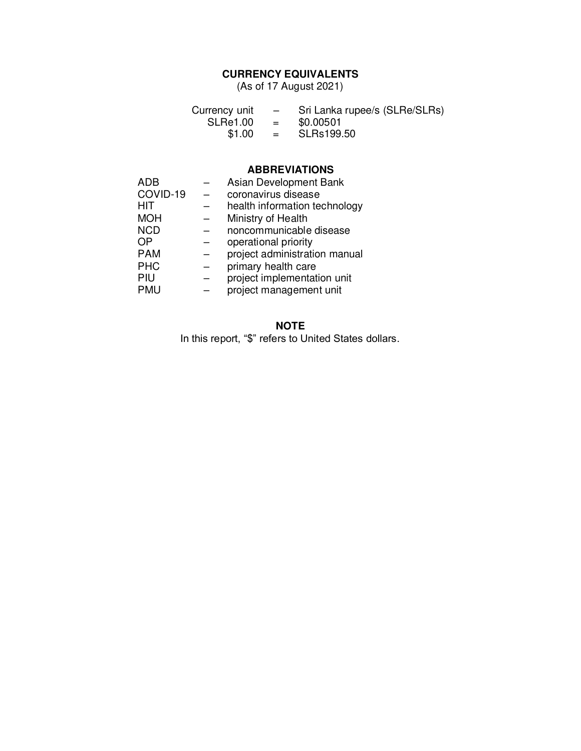## CURRENCY EQUIVALENTS

(As of 17 August 2021)

| | | |
|---|---|---|
| Currency unit | – | Sri Lanka rupee/s (SLRe/SLRs) |
| SLRe1.00 | = | $0.00501 |
| $1.00 | = | SLRs199.50 |

## ABBREVIATIONS

| | | |
|---|---|---|
| ADB | – | Asian Development Bank |
| COVID-19 | – | coronavirus disease |
| HIT | – | health information technology |
| MOH | – | Ministry of Health |
| NCD | – | noncommunicable disease |
| OP | – | operational priority |
| PAM | – | project administration manual |
| PHC | – | primary health care |
| PIU | – | project implementation unit |
| PMU | – | project management unit |

## NOTE

In this report, "$" refers to United States dollars.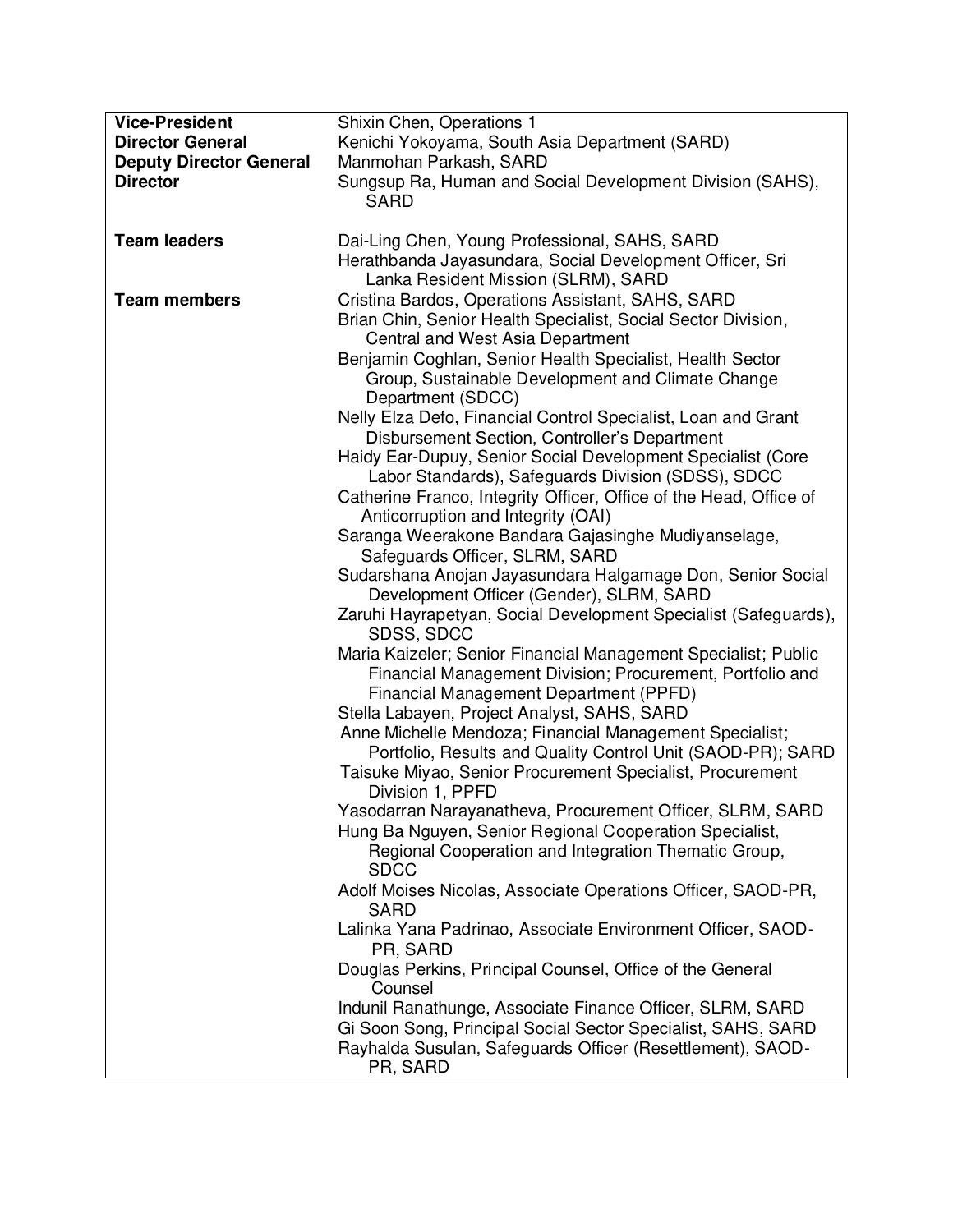| | |
|---|---|
| **Vice-President** | Shixin Chen, Operations 1 |
| **Director General** | Kenichi Yokoyama, South Asia Department (SARD) |
| **Deputy Director General** | Manmohan Parkash, SARD |
| **Director** | Sungsup Ra, Human and Social Development Division (SAHS), SARD |
| | |
| **Team leaders** | Dai-Ling Chen, Young Professional, SAHS, SARD<br>Herathbanda Jayasundara, Social Development Officer, Sri Lanka Resident Mission (SLRM), SARD |
| **Team members** | Cristina Bardos, Operations Assistant, SAHS, SARD<br>Brian Chin, Senior Health Specialist, Social Sector Division, Central and West Asia Department<br>Benjamin Coghlan, Senior Health Specialist, Health Sector Group, Sustainable Development and Climate Change Department (SDCC)<br>Nelly Elza Defo, Financial Control Specialist, Loan and Grant Disbursement Section, Controller's Department<br>Haidy Ear-Dupuy, Senior Social Development Specialist (Core Labor Standards), Safeguards Division (SDSS), SDCC<br>Catherine Franco, Integrity Officer, Office of the Head, Office of Anticorruption and Integrity (OAI)<br>Saranga Weerakone Bandara Gajasinghe Mudiyanselage, Safeguards Officer, SLRM, SARD<br>Sudarshana Anojan Jayasundara Halgamage Don, Senior Social Development Officer (Gender), SLRM, SARD<br>Zaruhi Hayrapetyan, Social Development Specialist (Safeguards), SDSS, SDCC<br>Maria Kaizeler; Senior Financial Management Specialist; Public Financial Management Division; Procurement, Portfolio and Financial Management Department (PPFD)<br>Stella Labayen, Project Analyst, SAHS, SARD<br>Anne Michelle Mendoza; Financial Management Specialist; Portfolio, Results and Quality Control Unit (SAOD-PR); SARD<br>Taisuke Miyao, Senior Procurement Specialist, Procurement Division 1, PPFD<br>Yasodarran Narayanatheva, Procurement Officer, SLRM, SARD<br>Hung Ba Nguyen, Senior Regional Cooperation Specialist, Regional Cooperation and Integration Thematic Group, SDCC<br>Adolf Moises Nicolas, Associate Operations Officer, SAOD-PR, SARD<br>Lalinka Yana Padrinao, Associate Environment Officer, SAOD-PR, SARD<br>Douglas Perkins, Principal Counsel, Office of the General Counsel<br>Indunil Ranathunge, Associate Finance Officer, SLRM, SARD<br>Gi Soon Song, Principal Social Sector Specialist, SAHS, SARD<br>Rayhalda Susulan, Safeguards Officer (Resettlement), SAOD-PR, SARD |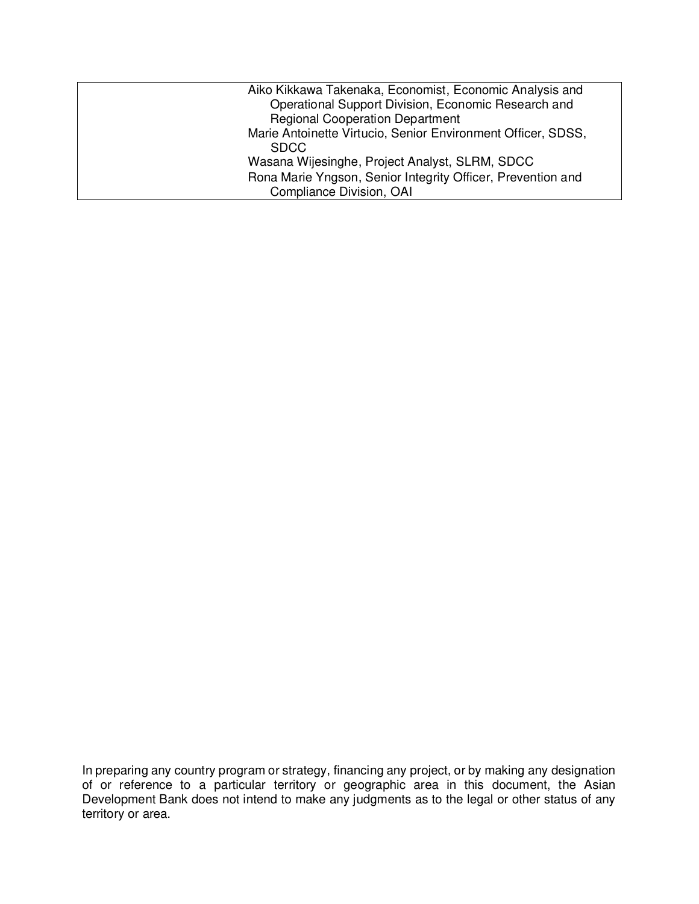| | |
|---|---|
| | Aiko Kikkawa Takenaka, Economist, Economic Analysis and Operational Support Division, Economic Research and Regional Cooperation Department<br>Marie Antoinette Virtucio, Senior Environment Officer, SDSS, SDCC<br>Wasana Wijesinghe, Project Analyst, SLRM, SDCC<br>Rona Marie Yngson, Senior Integrity Officer, Prevention and Compliance Division, OAI |

In preparing any country program or strategy, financing any project, or by making any designation of or reference to a particular territory or geographic area in this document, the Asian Development Bank does not intend to make any judgments as to the legal or other status of any territory or area.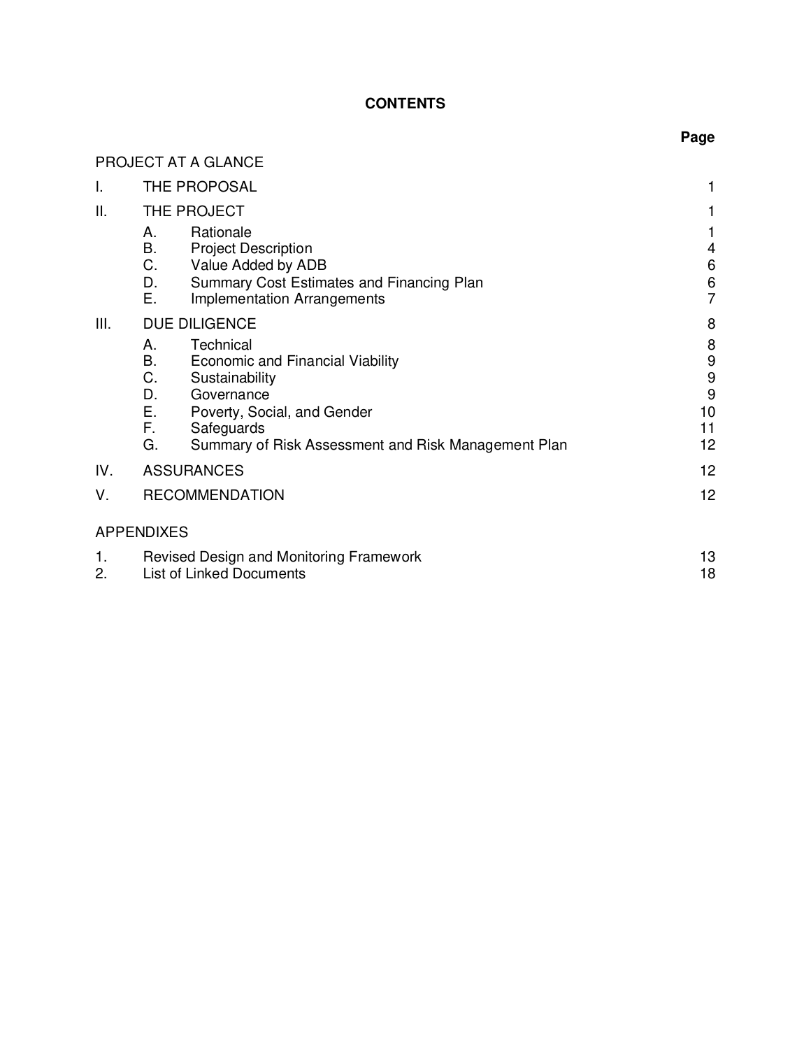# CONTENTS

| | | | Page |
|---|---|---|---|
| PROJECT AT A GLANCE | | | |
| I. | THE PROPOSAL | | 1 |
| II. | THE PROJECT | | 1 |
| | A. | Rationale | 1 |
| | B. | Project Description | 4 |
| | C. | Value Added by ADB | 6 |
| | D. | Summary Cost Estimates and Financing Plan | 6 |
| | E. | Implementation Arrangements | 7 |
| III. | DUE DILIGENCE | | 8 |
| | A. | Technical | 8 |
| | B. | Economic and Financial Viability | 9 |
| | C. | Sustainability | 9 |
| | D. | Governance | 9 |
| | E. | Poverty, Social, and Gender | 10 |
| | F. | Safeguards | 11 |
| | G. | Summary of Risk Assessment and Risk Management Plan | 12 |
| IV. | ASSURANCES | | 12 |
| V. | RECOMMENDATION | | 12 |
| APPENDIXES | | | |
| 1. | Revised Design and Monitoring Framework | | 13 |
| 2. | List of Linked Documents | | 18 |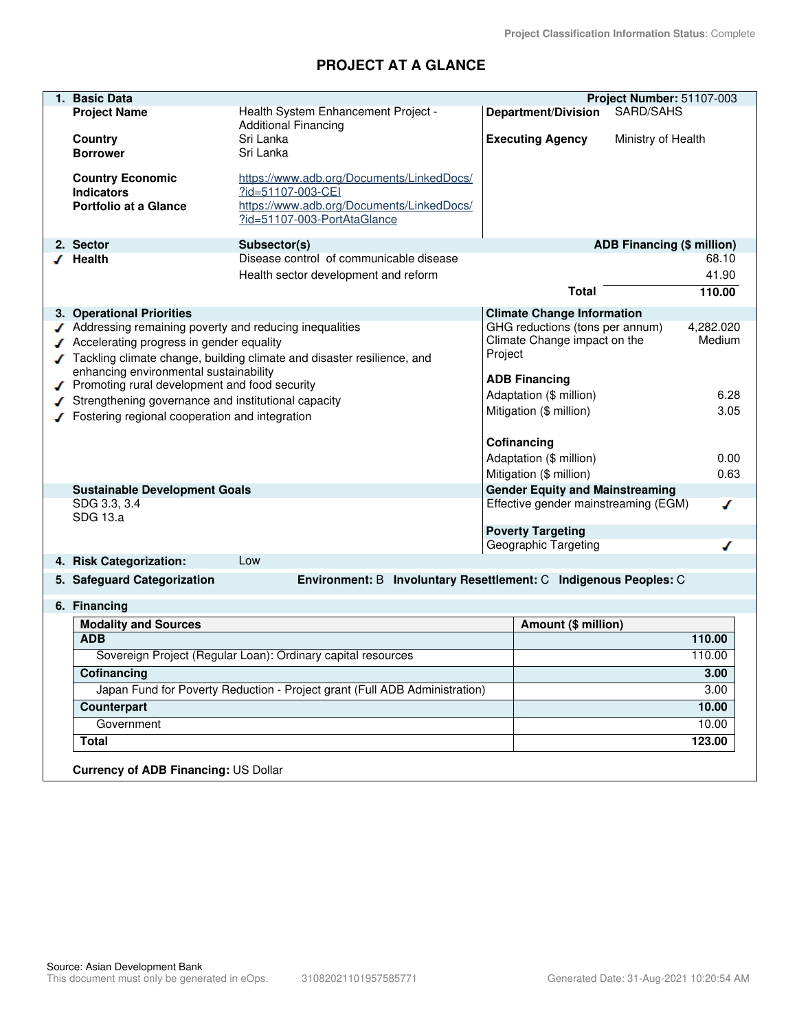Project Classification Information Status: Complete

# PROJECT AT A GLANCE

## 1. Basic Data

**Project Number:** 51107-003

| | | | |
|---|---|---|---|
| **Project Name** | Health System Enhancement Project - Additional Financing | **Department/Division** | SARD/SAHS |
| **Country** | Sri Lanka | **Executing Agency** | Ministry of Health |
| **Borrower** | Sri Lanka | | |
| **Country Economic Indicators** | https://www.adb.org/Documents/LinkedDocs/?id=51107-003-CEI | | |
| **Portfolio at a Glance** | https://www.adb.org/Documents/LinkedDocs/?id=51107-003-PortAtaGlance | | |

## 2. Sector

| Sector | Subsector(s) | ADB Financing ($ million) |
|---|---|---|
| ✓ **Health** | Disease control of communicable disease | 68.10 |
| | Health sector development and reform | 41.90 |
| | **Total** | **110.00** |

## 3. Operational Priorities

- ✓ Addressing remaining poverty and reducing inequalities
- ✓ Accelerating progress in gender equality
- ✓ Tackling climate change, building climate and disaster resilience, and enhancing environmental sustainability
- ✓ Promoting rural development and food security
- ✓ Strengthening governance and institutional capacity
- ✓ Fostering regional cooperation and integration

**Climate Change Information**

| | |
|---|---|
| GHG reductions (tons per annum) | 4,282.020 |
| Climate Change impact on the Project | Medium |

**ADB Financing**

| | |
|---|---|
| Adaptation ($ million) | 6.28 |
| Mitigation ($ million) | 3.05 |

**Cofinancing**

| | |
|---|---|
| Adaptation ($ million) | 0.00 |
| Mitigation ($ million) | 0.63 |

**Sustainable Development Goals**

SDG 3.3, 3.4
SDG 13.a

**Gender Equity and Mainstreaming**

Effective gender mainstreaming (EGM) ✓

**Poverty Targeting**

Geographic Targeting ✓

## 4. Risk Categorization: Low

## 5. Safeguard Categorization

**Environment:** B **Involuntary Resettlement:** C **Indigenous Peoples:** C

## 6. Financing

| Modality and Sources | Amount ($ million) |
|---|---|
| **ADB** | **110.00** |
| Sovereign Project (Regular Loan): Ordinary capital resources | 110.00 |
| **Cofinancing** | **3.00** |
| Japan Fund for Poverty Reduction - Project grant (Full ADB Administration) | 3.00 |
| **Counterpart** | **10.00** |
| Government | 10.00 |
| **Total** | **123.00** |

**Currency of ADB Financing:** US Dollar

Source: Asian Development Bank
This document must only be generated in eOps. 31082021101957585771 Generated Date: 31-Aug-2021 10:20:54 AM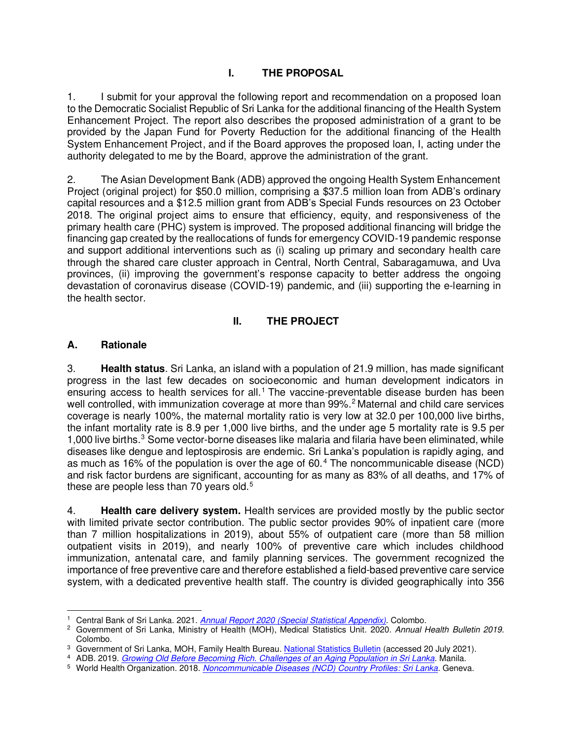# I. THE PROPOSAL

1. I submit for your approval the following report and recommendation on a proposed loan to the Democratic Socialist Republic of Sri Lanka for the additional financing of the Health System Enhancement Project. The report also describes the proposed administration of a grant to be provided by the Japan Fund for Poverty Reduction for the additional financing of the Health System Enhancement Project, and if the Board approves the proposed loan, I, acting under the authority delegated to me by the Board, approve the administration of the grant.

2. The Asian Development Bank (ADB) approved the ongoing Health System Enhancement Project (original project) for $50.0 million, comprising a $37.5 million loan from ADB's ordinary capital resources and a $12.5 million grant from ADB's Special Funds resources on 23 October 2018. The original project aims to ensure that efficiency, equity, and responsiveness of the primary health care (PHC) system is improved. The proposed additional financing will bridge the financing gap created by the reallocations of funds for emergency COVID-19 pandemic response and support additional interventions such as (i) scaling up primary and secondary health care through the shared care cluster approach in Central, North Central, Sabaragamuwa, and Uva provinces, (ii) improving the government's response capacity to better address the ongoing devastation of coronavirus disease (COVID-19) pandemic, and (iii) supporting the e-learning in the health sector.

# II. THE PROJECT

## A. Rationale

3. **Health status**. Sri Lanka, an island with a population of 21.9 million, has made significant progress in the last few decades on socioeconomic and human development indicators in ensuring access to health services for all.[1] The vaccine-preventable disease burden has been well controlled, with immunization coverage at more than 99%.[2] Maternal and child care services coverage is nearly 100%, the maternal mortality ratio is very low at 32.0 per 100,000 live births, the infant mortality rate is 8.9 per 1,000 live births, and the under age 5 mortality rate is 9.5 per 1,000 live births.[3] Some vector-borne diseases like malaria and filaria have been eliminated, while diseases like dengue and leptospirosis are endemic. Sri Lanka's population is rapidly aging, and as much as 16% of the population is over the age of 60.[4] The noncommunicable disease (NCD) and risk factor burdens are significant, accounting for as many as 83% of all deaths, and 17% of these are people less than 70 years old.[5]

4. **Health care delivery system.** Health services are provided mostly by the public sector with limited private sector contribution. The public sector provides 90% of inpatient care (more than 7 million hospitalizations in 2019), about 55% of outpatient care (more than 58 million outpatient visits in 2019), and nearly 100% of preventive care which includes childhood immunization, antenatal care, and family planning services. The government recognized the importance of free preventive care and therefore established a field-based preventive care service system, with a dedicated preventive health staff. The country is divided geographically into 356

---

[1] Central Bank of Sri Lanka. 2021. *Annual Report 2020 (Special Statistical Appendix)*. Colombo.

[2] Government of Sri Lanka, Ministry of Health (MOH), Medical Statistics Unit. 2020. *Annual Health Bulletin 2019*. Colombo.

[3] Government of Sri Lanka, MOH, Family Health Bureau. National Statistics Bulletin (accessed 20 July 2021).

[4] ADB. 2019. *Growing Old Before Becoming Rich. Challenges of an Aging Population in Sri Lanka*. Manila.

[5] World Health Organization. 2018. *Noncommunicable Diseases (NCD) Country Profiles: Sri Lanka*. Geneva.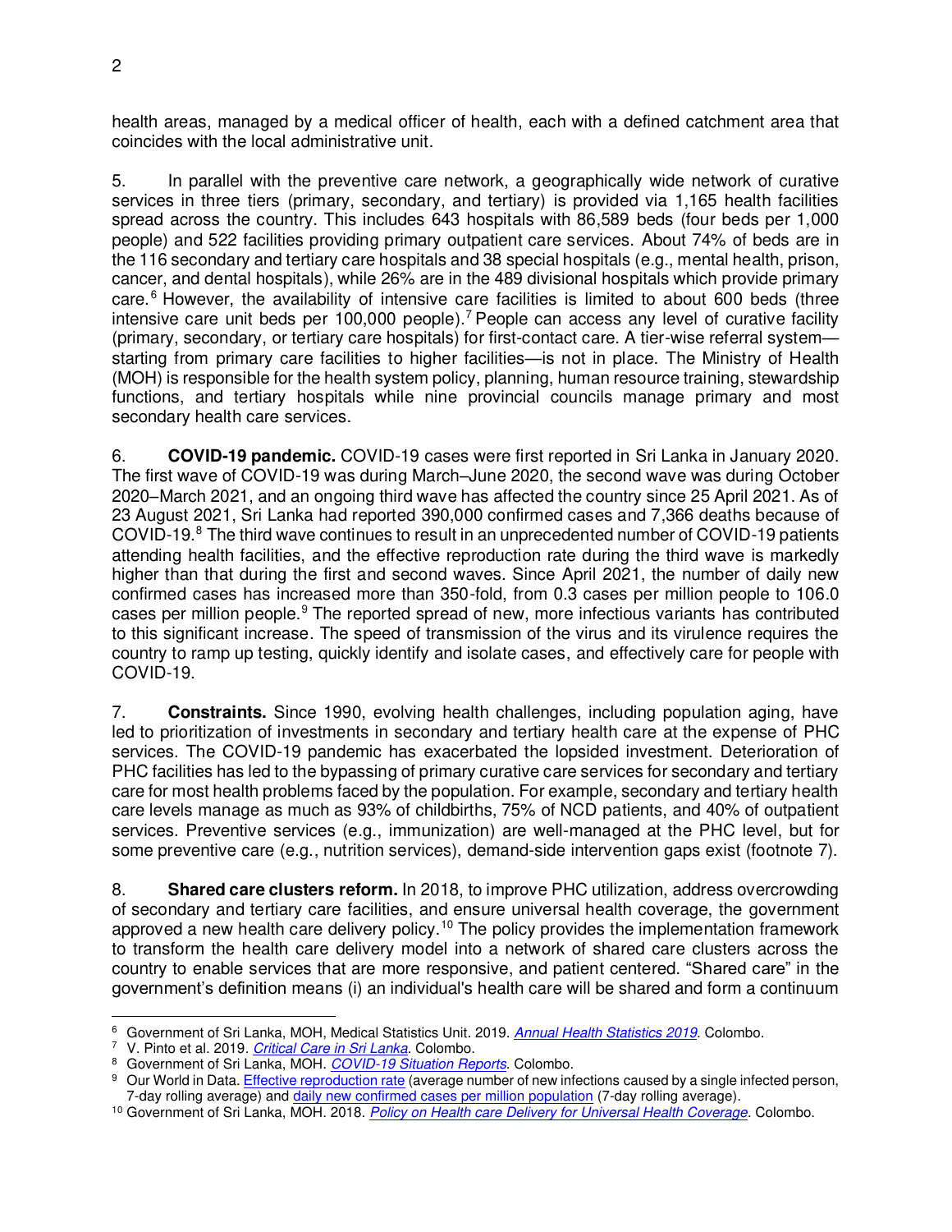health areas, managed by a medical officer of health, each with a defined catchment area that coincides with the local administrative unit.

5. In parallel with the preventive care network, a geographically wide network of curative services in three tiers (primary, secondary, and tertiary) is provided via 1,165 health facilities spread across the country. This includes 643 hospitals with 86,589 beds (four beds per 1,000 people) and 522 facilities providing primary outpatient care services. About 74% of beds are in the 116 secondary and tertiary care hospitals and 38 special hospitals (e.g., mental health, prison, cancer, and dental hospitals), while 26% are in the 489 divisional hospitals which provide primary care.[6] However, the availability of intensive care facilities is limited to about 600 beds (three intensive care unit beds per 100,000 people).[7] People can access any level of curative facility (primary, secondary, or tertiary care hospitals) for first-contact care. A tier-wise referral system—starting from primary care facilities to higher facilities—is not in place. The Ministry of Health (MOH) is responsible for the health system policy, planning, human resource training, stewardship functions, and tertiary hospitals while nine provincial councils manage primary and most secondary health care services.

6. **COVID-19 pandemic.** COVID-19 cases were first reported in Sri Lanka in January 2020. The first wave of COVID-19 was during March–June 2020, the second wave was during October 2020–March 2021, and an ongoing third wave has affected the country since 25 April 2021. As of 23 August 2021, Sri Lanka had reported 390,000 confirmed cases and 7,366 deaths because of COVID-19.[8] The third wave continues to result in an unprecedented number of COVID-19 patients attending health facilities, and the effective reproduction rate during the third wave is markedly higher than that during the first and second waves. Since April 2021, the number of daily new confirmed cases has increased more than 350-fold, from 0.3 cases per million people to 106.0 cases per million people.[9] The reported spread of new, more infectious variants has contributed to this significant increase. The speed of transmission of the virus and its virulence requires the country to ramp up testing, quickly identify and isolate cases, and effectively care for people with COVID-19.

7. **Constraints.** Since 1990, evolving health challenges, including population aging, have led to prioritization of investments in secondary and tertiary health care at the expense of PHC services. The COVID-19 pandemic has exacerbated the lopsided investment. Deterioration of PHC facilities has led to the bypassing of primary curative care services for secondary and tertiary care for most health problems faced by the population. For example, secondary and tertiary health care levels manage as much as 93% of childbirths, 75% of NCD patients, and 40% of outpatient services. Preventive services (e.g., immunization) are well-managed at the PHC level, but for some preventive care (e.g., nutrition services), demand-side intervention gaps exist (footnote 7).

8. **Shared care clusters reform.** In 2018, to improve PHC utilization, address overcrowding of secondary and tertiary care facilities, and ensure universal health coverage, the government approved a new health care delivery policy.[10] The policy provides the implementation framework to transform the health care delivery model into a network of shared care clusters across the country to enable services that are more responsive, and patient centered. "Shared care" in the government's definition means (i) an individual's health care will be shared and form a continuum

---

[6] Government of Sri Lanka, MOH, Medical Statistics Unit. 2019. *Annual Health Statistics 2019*. Colombo.

[7] V. Pinto et al. 2019. *Critical Care in Sri Lanka*. Colombo.

[8] Government of Sri Lanka, MOH. *COVID-19 Situation Reports*. Colombo.

[9] Our World in Data. Effective reproduction rate (average number of new infections caused by a single infected person, 7-day rolling average) and daily new confirmed cases per million population (7-day rolling average).

[10] Government of Sri Lanka, MOH. 2018. *Policy on Health care Delivery for Universal Health Coverage*. Colombo.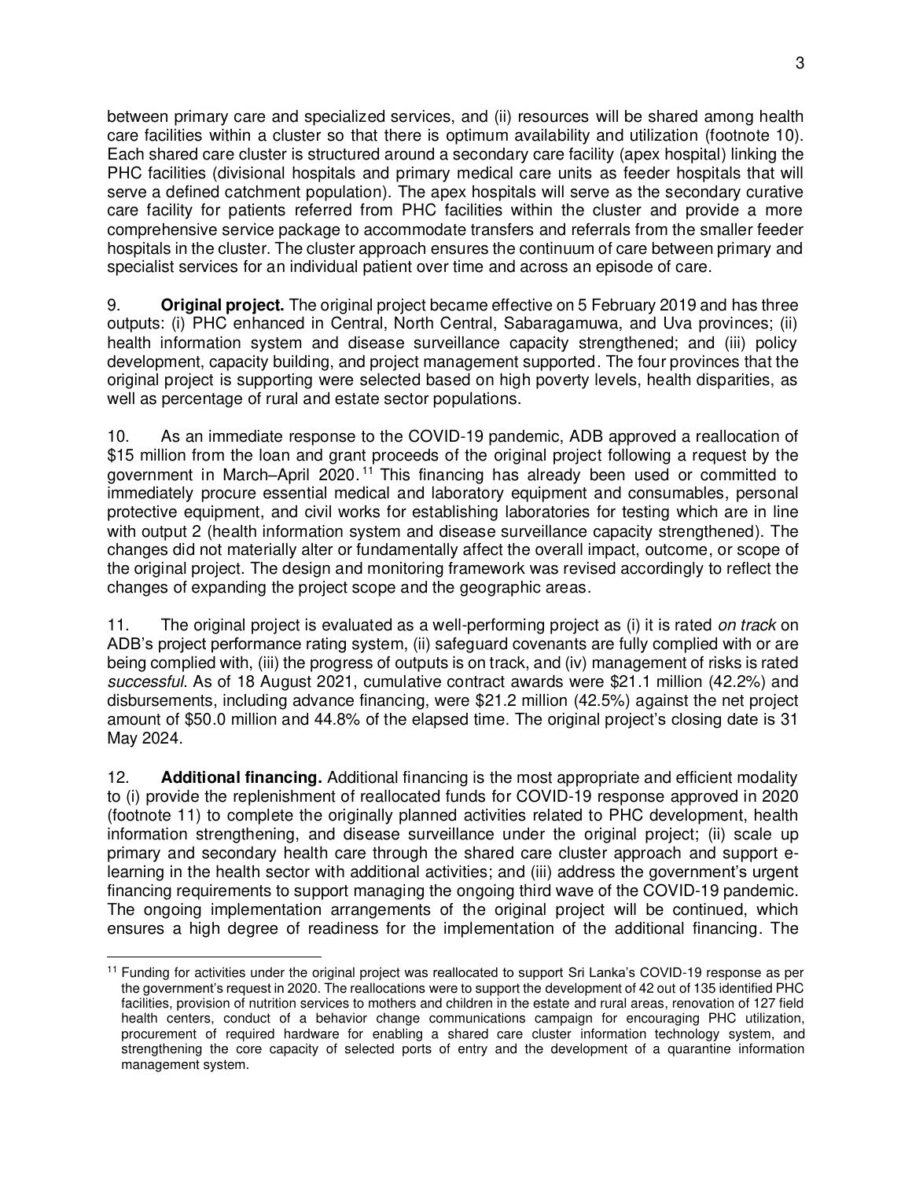between primary care and specialized services, and (ii) resources will be shared among health care facilities within a cluster so that there is optimum availability and utilization (footnote 10). Each shared care cluster is structured around a secondary care facility (apex hospital) linking the PHC facilities (divisional hospitals and primary medical care units as feeder hospitals that will serve a defined catchment population). The apex hospitals will serve as the secondary curative care facility for patients referred from PHC facilities within the cluster and provide a more comprehensive service package to accommodate transfers and referrals from the smaller feeder hospitals in the cluster. The cluster approach ensures the continuum of care between primary and specialist services for an individual patient over time and across an episode of care.

9. **Original project.** The original project became effective on 5 February 2019 and has three outputs: (i) PHC enhanced in Central, North Central, Sabaragamuwa, and Uva provinces; (ii) health information system and disease surveillance capacity strengthened; and (iii) policy development, capacity building, and project management supported. The four provinces that the original project is supporting were selected based on high poverty levels, health disparities, as well as percentage of rural and estate sector populations.

10. As an immediate response to the COVID-19 pandemic, ADB approved a reallocation of \$15 million from the loan and grant proceeds of the original project following a request by the government in March–April 2020.[11] This financing has already been used or committed to immediately procure essential medical and laboratory equipment and consumables, personal protective equipment, and civil works for establishing laboratories for testing which are in line with output 2 (health information system and disease surveillance capacity strengthened). The changes did not materially alter or fundamentally affect the overall impact, outcome, or scope of the original project. The design and monitoring framework was revised accordingly to reflect the changes of expanding the project scope and the geographic areas.

11. The original project is evaluated as a well-performing project as (i) it is rated *on track* on ADB's project performance rating system, (ii) safeguard covenants are fully complied with or are being complied with, (iii) the progress of outputs is on track, and (iv) management of risks is rated *successful*. As of 18 August 2021, cumulative contract awards were \$21.1 million (42.2%) and disbursements, including advance financing, were \$21.2 million (42.5%) against the net project amount of \$50.0 million and 44.8% of the elapsed time. The original project's closing date is 31 May 2024.

12. **Additional financing.** Additional financing is the most appropriate and efficient modality to (i) provide the replenishment of reallocated funds for COVID-19 response approved in 2020 (footnote 11) to complete the originally planned activities related to PHC development, health information strengthening, and disease surveillance under the original project; (ii) scale up primary and secondary health care through the shared care cluster approach and support e-learning in the health sector with additional activities; and (iii) address the government's urgent financing requirements to support managing the ongoing third wave of the COVID-19 pandemic. The ongoing implementation arrangements of the original project will be continued, which ensures a high degree of readiness for the implementation of the additional financing. The

[11] Funding for activities under the original project was reallocated to support Sri Lanka's COVID-19 response as per the government's request in 2020. The reallocations were to support the development of 42 out of 135 identified PHC facilities, provision of nutrition services to mothers and children in the estate and rural areas, renovation of 127 field health centers, conduct of a behavior change communications campaign for encouraging PHC utilization, procurement of required hardware for enabling a shared care cluster information technology system, and strengthening the core capacity of selected ports of entry and the development of a quarantine information management system.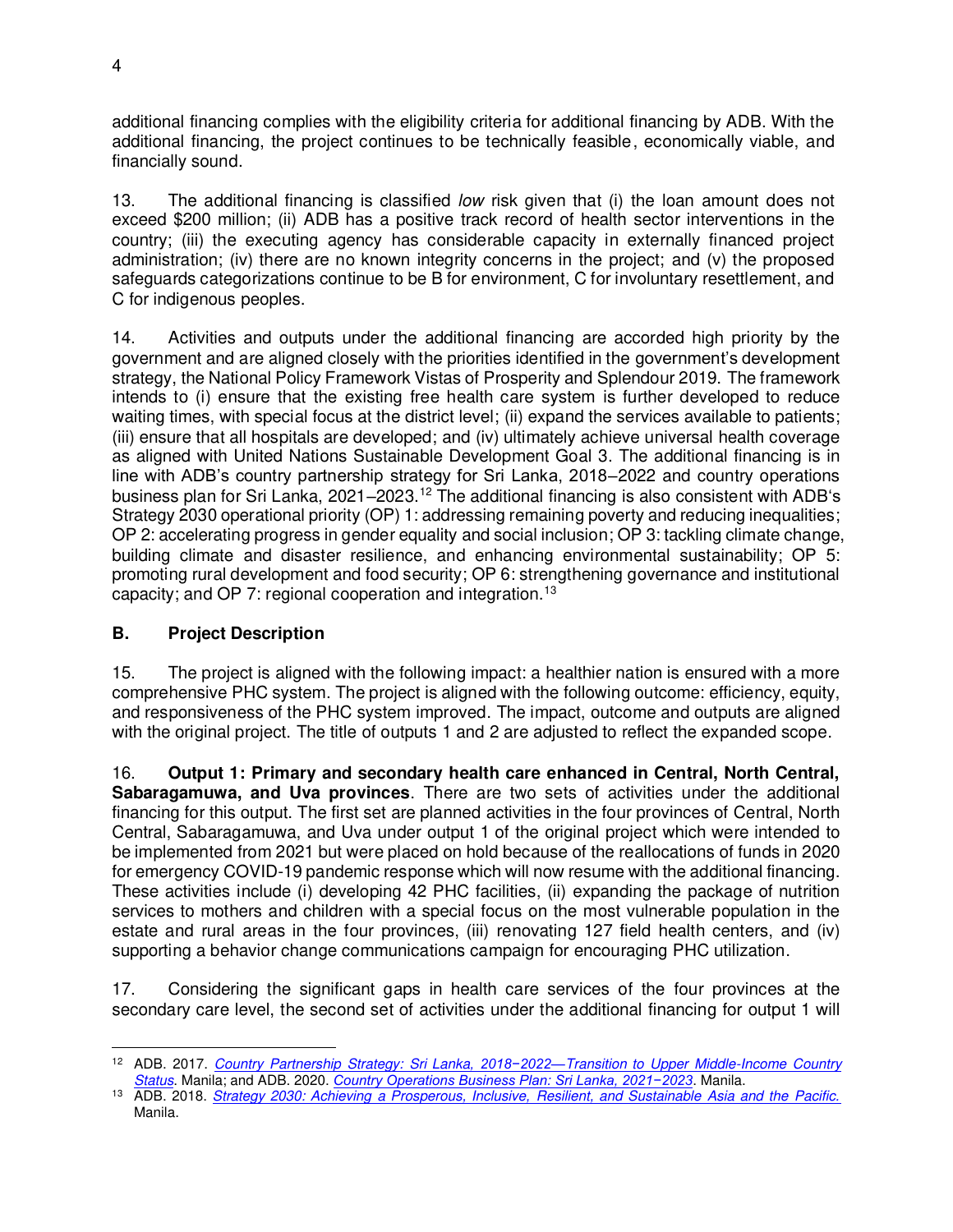additional financing complies with the eligibility criteria for additional financing by ADB. With the additional financing, the project continues to be technically feasible, economically viable, and financially sound.

13. The additional financing is classified *low* risk given that (i) the loan amount does not exceed $200 million; (ii) ADB has a positive track record of health sector interventions in the country; (iii) the executing agency has considerable capacity in externally financed project administration; (iv) there are no known integrity concerns in the project; and (v) the proposed safeguards categorizations continue to be B for environment, C for involuntary resettlement, and C for indigenous peoples.

14. Activities and outputs under the additional financing are accorded high priority by the government and are aligned closely with the priorities identified in the government's development strategy, the National Policy Framework Vistas of Prosperity and Splendour 2019. The framework intends to (i) ensure that the existing free health care system is further developed to reduce waiting times, with special focus at the district level; (ii) expand the services available to patients; (iii) ensure that all hospitals are developed; and (iv) ultimately achieve universal health coverage as aligned with United Nations Sustainable Development Goal 3. The additional financing is in line with ADB's country partnership strategy for Sri Lanka, 2018–2022 and country operations business plan for Sri Lanka, 2021–2023.[12] The additional financing is also consistent with ADB's Strategy 2030 operational priority (OP) 1: addressing remaining poverty and reducing inequalities; OP 2: accelerating progress in gender equality and social inclusion; OP 3: tackling climate change, building climate and disaster resilience, and enhancing environmental sustainability; OP 5: promoting rural development and food security; OP 6: strengthening governance and institutional capacity; and OP 7: regional cooperation and integration.[13]

## B. Project Description

15. The project is aligned with the following impact: a healthier nation is ensured with a more comprehensive PHC system. The project is aligned with the following outcome: efficiency, equity, and responsiveness of the PHC system improved. The impact, outcome and outputs are aligned with the original project. The title of outputs 1 and 2 are adjusted to reflect the expanded scope.

16. **Output 1: Primary and secondary health care enhanced in Central, North Central, Sabaragamuwa, and Uva provinces**. There are two sets of activities under the additional financing for this output. The first set are planned activities in the four provinces of Central, North Central, Sabaragamuwa, and Uva under output 1 of the original project which were intended to be implemented from 2021 but were placed on hold because of the reallocations of funds in 2020 for emergency COVID-19 pandemic response which will now resume with the additional financing. These activities include (i) developing 42 PHC facilities, (ii) expanding the package of nutrition services to mothers and children with a special focus on the most vulnerable population in the estate and rural areas in the four provinces, (iii) renovating 127 field health centers, and (iv) supporting a behavior change communications campaign for encouraging PHC utilization.

17. Considering the significant gaps in health care services of the four provinces at the secondary care level, the second set of activities under the additional financing for output 1 will

---

[12] ADB. 2017. *Country Partnership Strategy: Sri Lanka, 2018−2022—Transition to Upper Middle-Income Country Status*. Manila; and ADB. 2020. *Country Operations Business Plan: Sri Lanka, 2021−2023*. Manila.

[13] ADB. 2018. *Strategy 2030: Achieving a Prosperous, Inclusive, Resilient, and Sustainable Asia and the Pacific.* Manila.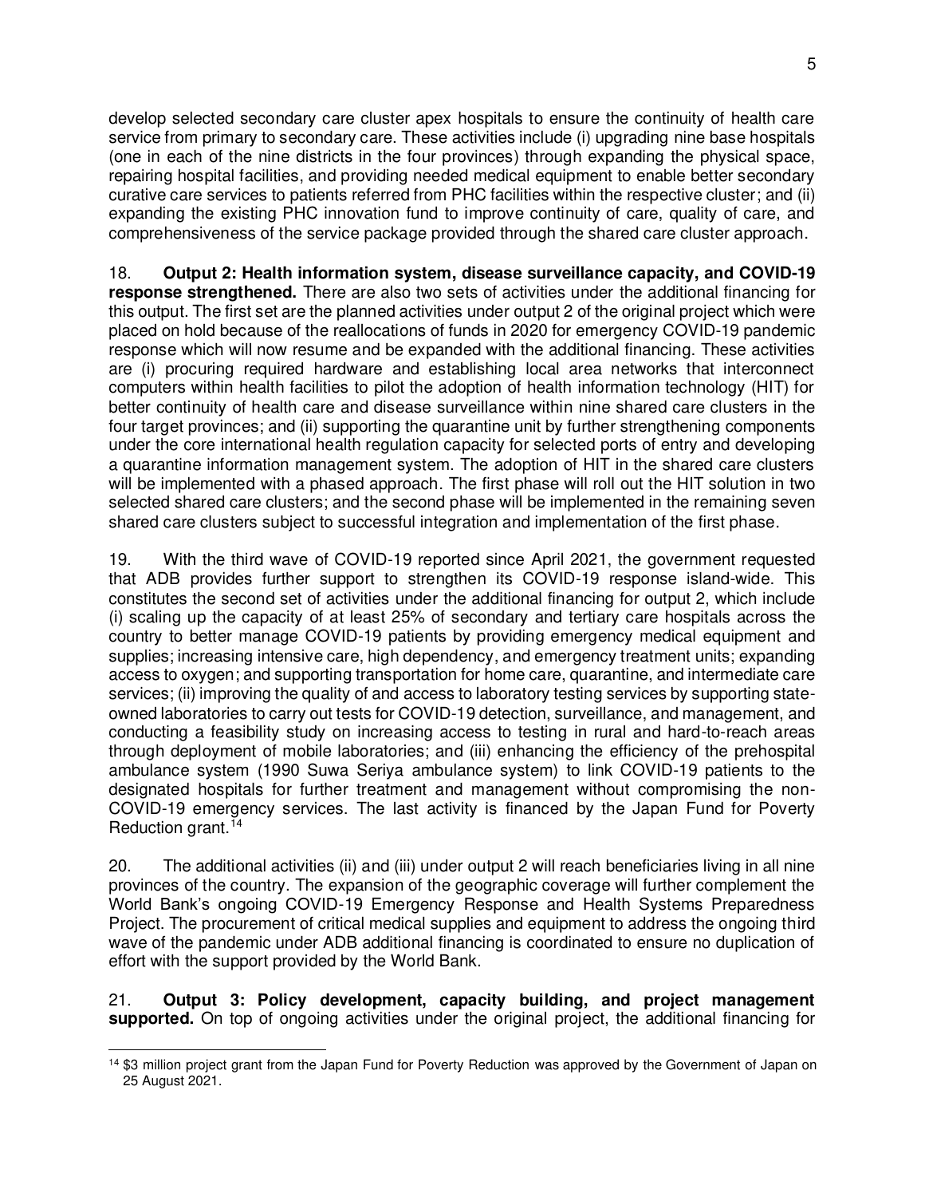develop selected secondary care cluster apex hospitals to ensure the continuity of health care service from primary to secondary care. These activities include (i) upgrading nine base hospitals (one in each of the nine districts in the four provinces) through expanding the physical space, repairing hospital facilities, and providing needed medical equipment to enable better secondary curative care services to patients referred from PHC facilities within the respective cluster; and (ii) expanding the existing PHC innovation fund to improve continuity of care, quality of care, and comprehensiveness of the service package provided through the shared care cluster approach.

18. **Output 2: Health information system, disease surveillance capacity, and COVID-19 response strengthened.** There are also two sets of activities under the additional financing for this output. The first set are the planned activities under output 2 of the original project which were placed on hold because of the reallocations of funds in 2020 for emergency COVID-19 pandemic response which will now resume and be expanded with the additional financing. These activities are (i) procuring required hardware and establishing local area networks that interconnect computers within health facilities to pilot the adoption of health information technology (HIT) for better continuity of health care and disease surveillance within nine shared care clusters in the four target provinces; and (ii) supporting the quarantine unit by further strengthening components under the core international health regulation capacity for selected ports of entry and developing a quarantine information management system. The adoption of HIT in the shared care clusters will be implemented with a phased approach. The first phase will roll out the HIT solution in two selected shared care clusters; and the second phase will be implemented in the remaining seven shared care clusters subject to successful integration and implementation of the first phase.

19. With the third wave of COVID-19 reported since April 2021, the government requested that ADB provides further support to strengthen its COVID-19 response island-wide. This constitutes the second set of activities under the additional financing for output 2, which include (i) scaling up the capacity of at least 25% of secondary and tertiary care hospitals across the country to better manage COVID-19 patients by providing emergency medical equipment and supplies; increasing intensive care, high dependency, and emergency treatment units; expanding access to oxygen; and supporting transportation for home care, quarantine, and intermediate care services; (ii) improving the quality of and access to laboratory testing services by supporting state-owned laboratories to carry out tests for COVID-19 detection, surveillance, and management, and conducting a feasibility study on increasing access to testing in rural and hard-to-reach areas through deployment of mobile laboratories; and (iii) enhancing the efficiency of the prehospital ambulance system (1990 Suwa Seriya ambulance system) to link COVID-19 patients to the designated hospitals for further treatment and management without compromising the non-COVID-19 emergency services. The last activity is financed by the Japan Fund for Poverty Reduction grant.[14]

20. The additional activities (ii) and (iii) under output 2 will reach beneficiaries living in all nine provinces of the country. The expansion of the geographic coverage will further complement the World Bank's ongoing COVID-19 Emergency Response and Health Systems Preparedness Project. The procurement of critical medical supplies and equipment to address the ongoing third wave of the pandemic under ADB additional financing is coordinated to ensure no duplication of effort with the support provided by the World Bank.

21. **Output 3: Policy development, capacity building, and project management supported.** On top of ongoing activities under the original project, the additional financing for

[14] $3 million project grant from the Japan Fund for Poverty Reduction was approved by the Government of Japan on 25 August 2021.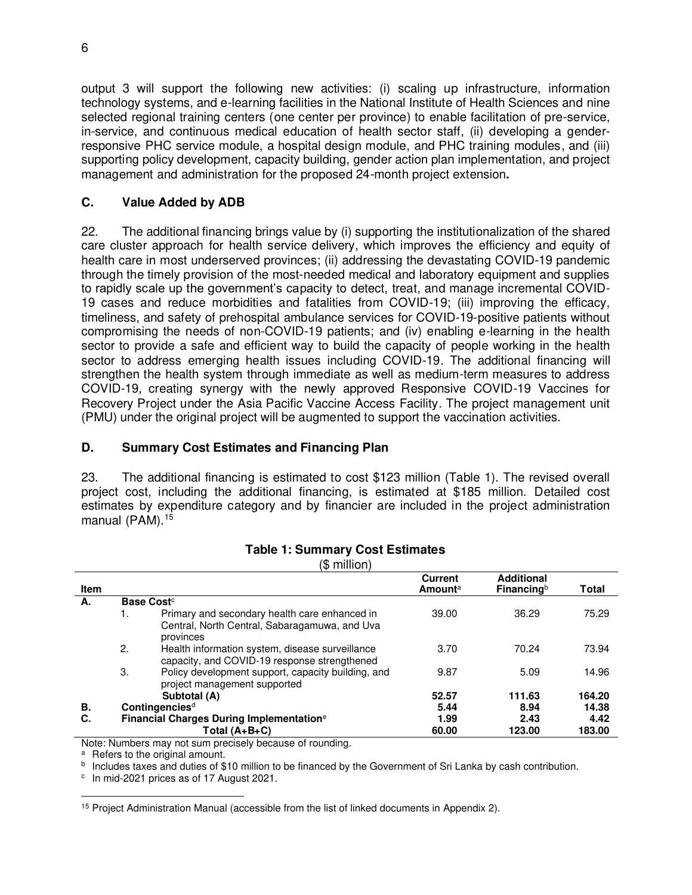output 3 will support the following new activities: (i) scaling up infrastructure, information technology systems, and e-learning facilities in the National Institute of Health Sciences and nine selected regional training centers (one center per province) to enable facilitation of pre-service, in-service, and continuous medical education of health sector staff, (ii) developing a gender-responsive PHC service module, a hospital design module, and PHC training modules, and (iii) supporting policy development, capacity building, gender action plan implementation, and project management and administration for the proposed 24-month project extension**.**

### C. Value Added by ADB

22. The additional financing brings value by (i) supporting the institutionalization of the shared care cluster approach for health service delivery, which improves the efficiency and equity of health care in most underserved provinces; (ii) addressing the devastating COVID-19 pandemic through the timely provision of the most-needed medical and laboratory equipment and supplies to rapidly scale up the government's capacity to detect, treat, and manage incremental COVID-19 cases and reduce morbidities and fatalities from COVID-19; (iii) improving the efficacy, timeliness, and safety of prehospital ambulance services for COVID-19-positive patients without compromising the needs of non-COVID-19 patients; and (iv) enabling e-learning in the health sector to provide a safe and efficient way to build the capacity of people working in the health sector to address emerging health issues including COVID-19. The additional financing will strengthen the health system through immediate as well as medium-term measures to address COVID-19, creating synergy with the newly approved Responsive COVID-19 Vaccines for Recovery Project under the Asia Pacific Vaccine Access Facility. The project management unit (PMU) under the original project will be augmented to support the vaccination activities.

### D. Summary Cost Estimates and Financing Plan

23. The additional financing is estimated to cost $123 million (Table 1). The revised overall project cost, including the additional financing, is estimated at $185 million. Detailed cost estimates by expenditure category and by financier are included in the project administration manual (PAM).[15]

**Table 1: Summary Cost Estimates**
($ million)

| Item | | Current Amount[a] | Additional Financing[b] | Total |
|---|---|---|---|---|
| **A.** | **Base Cost**[c] | | | |
| | 1. Primary and secondary health care enhanced in Central, North Central, Sabaragamuwa, and Uva provinces | 39.00 | 36.29 | 75.29 |
| | 2. Health information system, disease surveillance capacity, and COVID-19 response strengthened | 3.70 | 70.24 | 73.94 |
| | 3. Policy development support, capacity building, and project management supported | 9.87 | 5.09 | 14.96 |
| | **Subtotal (A)** | **52.57** | **111.63** | **164.20** |
| **B.** | **Contingencies**[d] | **5.44** | **8.94** | **14.38** |
| **C.** | **Financial Charges During Implementation**[e] | **1.99** | **2.43** | **4.42** |
| | **Total (A+B+C)** | **60.00** | **123.00** | **183.00** |

Note: Numbers may not sum precisely because of rounding.
[a] Refers to the original amount.
[b] Includes taxes and duties of $10 million to be financed by the Government of Sri Lanka by cash contribution.
[c] In mid-2021 prices as of 17 August 2021.

[15] Project Administration Manual (accessible from the list of linked documents in Appendix 2).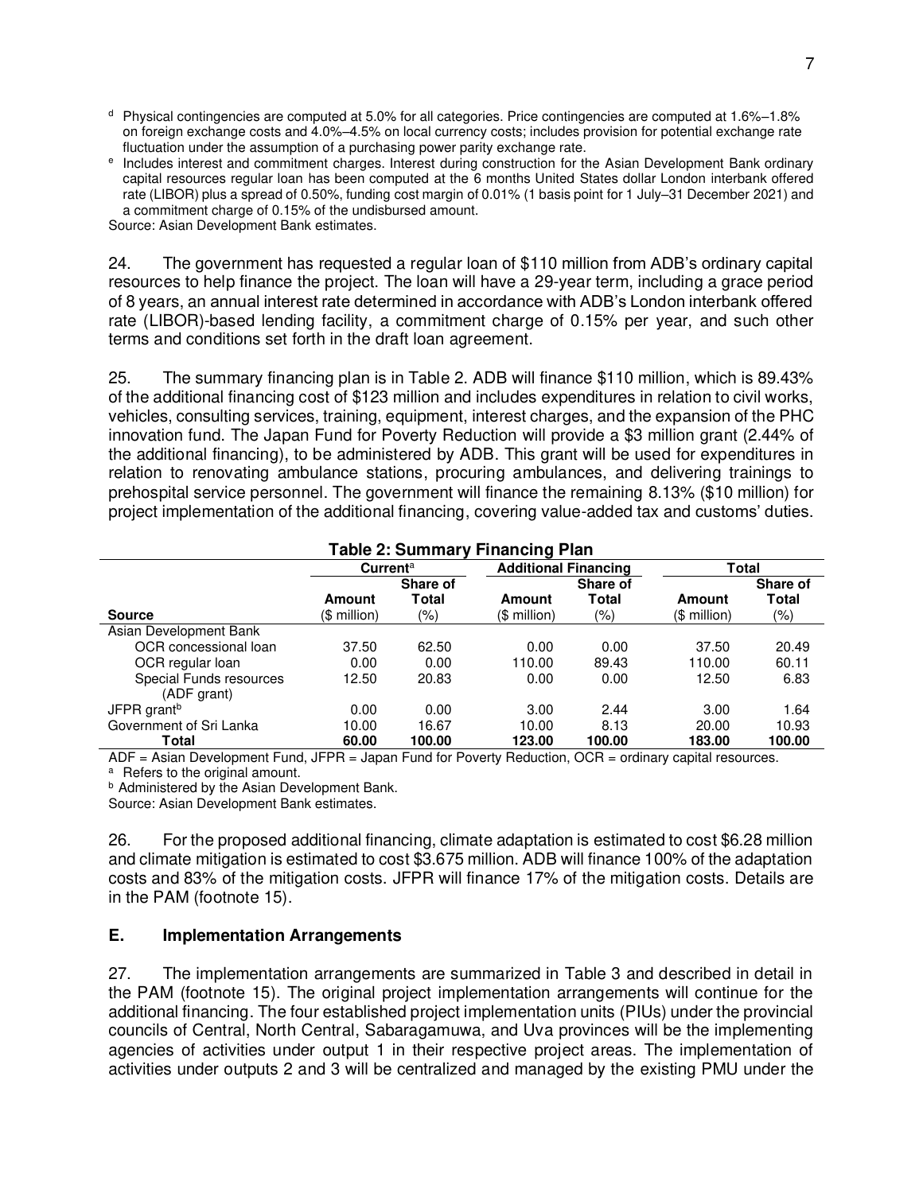[d] Physical contingencies are computed at 5.0% for all categories. Price contingencies are computed at 1.6%–1.8% on foreign exchange costs and 4.0%–4.5% on local currency costs; includes provision for potential exchange rate fluctuation under the assumption of a purchasing power parity exchange rate.

[e] Includes interest and commitment charges. Interest during construction for the Asian Development Bank ordinary capital resources regular loan has been computed at the 6 months United States dollar London interbank offered rate (LIBOR) plus a spread of 0.50%, funding cost margin of 0.01% (1 basis point for 1 July–31 December 2021) and a commitment charge of 0.15% of the undisbursed amount.

Source: Asian Development Bank estimates.

24. The government has requested a regular loan of $110 million from ADB's ordinary capital resources to help finance the project. The loan will have a 29-year term, including a grace period of 8 years, an annual interest rate determined in accordance with ADB's London interbank offered rate (LIBOR)-based lending facility, a commitment charge of 0.15% per year, and such other terms and conditions set forth in the draft loan agreement.

25. The summary financing plan is in Table 2. ADB will finance $110 million, which is 89.43% of the additional financing cost of $123 million and includes expenditures in relation to civil works, vehicles, consulting services, training, equipment, interest charges, and the expansion of the PHC innovation fund. The Japan Fund for Poverty Reduction will provide a $3 million grant (2.44% of the additional financing), to be administered by ADB. This grant will be used for expenditures in relation to renovating ambulance stations, procuring ambulances, and delivering trainings to prehospital service personnel. The government will finance the remaining 8.13% ($10 million) for project implementation of the additional financing, covering value-added tax and customs' duties.

**Table 2: Summary Financing Plan**

| Source | Current[a] | | Additional Financing | | Total | |
|---|---|---|---|---|---|---|
| | Amount ($ million) | Share of Total (%) | Amount ($ million) | Share of Total (%) | Amount ($ million) | Share of Total (%) |
| Asian Development Bank | | | | | | |
| OCR concessional loan | 37.50 | 62.50 | 0.00 | 0.00 | 37.50 | 20.49 |
| OCR regular loan | 0.00 | 0.00 | 110.00 | 89.43 | 110.00 | 60.11 |
| Special Funds resources (ADF grant) | 12.50 | 20.83 | 0.00 | 0.00 | 12.50 | 6.83 |
| JFPR grant[b] | 0.00 | 0.00 | 3.00 | 2.44 | 3.00 | 1.64 |
| Government of Sri Lanka | 10.00 | 16.67 | 10.00 | 8.13 | 20.00 | 10.93 |
| **Total** | **60.00** | **100.00** | **123.00** | **100.00** | **183.00** | **100.00** |

ADF = Asian Development Fund, JFPR = Japan Fund for Poverty Reduction, OCR = ordinary capital resources.

[a] Refers to the original amount.

[b] Administered by the Asian Development Bank.

Source: Asian Development Bank estimates.

26. For the proposed additional financing, climate adaptation is estimated to cost $6.28 million and climate mitigation is estimated to cost $3.675 million. ADB will finance 100% of the adaptation costs and 83% of the mitigation costs. JFPR will finance 17% of the mitigation costs. Details are in the PAM (footnote 15).

## E. Implementation Arrangements

27. The implementation arrangements are summarized in Table 3 and described in detail in the PAM (footnote 15). The original project implementation arrangements will continue for the additional financing. The four established project implementation units (PIUs) under the provincial councils of Central, North Central, Sabaragamuwa, and Uva provinces will be the implementing agencies of activities under output 1 in their respective project areas. The implementation of activities under outputs 2 and 3 will be centralized and managed by the existing PMU under the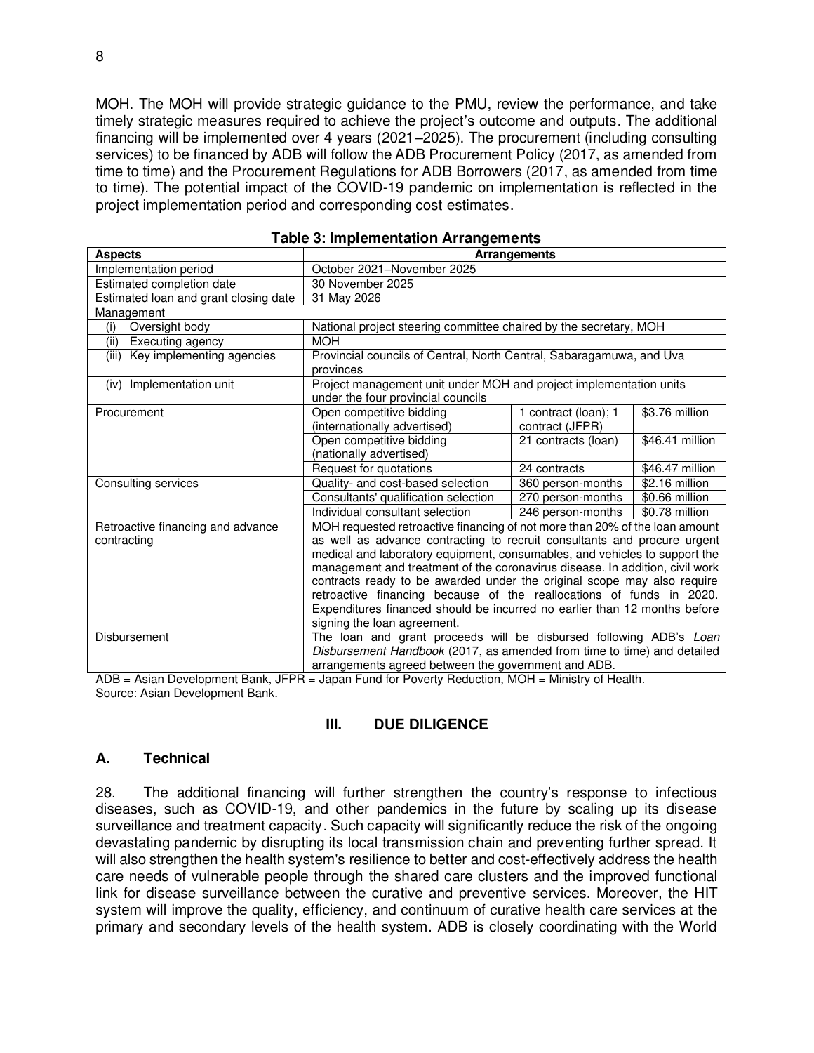MOH. The MOH will provide strategic guidance to the PMU, review the performance, and take timely strategic measures required to achieve the project's outcome and outputs. The additional financing will be implemented over 4 years (2021–2025). The procurement (including consulting services) to be financed by ADB will follow the ADB Procurement Policy (2017, as amended from time to time) and the Procurement Regulations for ADB Borrowers (2017, as amended from time to time). The potential impact of the COVID-19 pandemic on implementation is reflected in the project implementation period and corresponding cost estimates.

**Table 3: Implementation Arrangements**

| Aspects | Arrangements | | |
|---|---|---|---|
| Implementation period | October 2021–November 2025 | | |
| Estimated completion date | 30 November 2025 | | |
| Estimated loan and grant closing date | 31 May 2026 | | |
| Management | | | |
| (i) Oversight body | National project steering committee chaired by the secretary, MOH | | |
| (ii) Executing agency | MOH | | |
| (iii) Key implementing agencies | Provincial councils of Central, North Central, Sabaragamuwa, and Uva provinces | | |
| (iv) Implementation unit | Project management unit under MOH and project implementation units under the four provincial councils | | |
| Procurement | Open competitive bidding (internationally advertised) | 1 contract (loan); 1 contract (JFPR) | $3.76 million |
| | Open competitive bidding (nationally advertised) | 21 contracts (loan) | $46.41 million |
| | Request for quotations | 24 contracts | $46.47 million |
| Consulting services | Quality- and cost-based selection | 360 person-months | $2.16 million |
| | Consultants' qualification selection | 270 person-months | $0.66 million |
| | Individual consultant selection | 246 person-months | $0.78 million |
| Retroactive financing and advance contracting | MOH requested retroactive financing of not more than 20% of the loan amount as well as advance contracting to recruit consultants and procure urgent medical and laboratory equipment, consumables, and vehicles to support the management and treatment of the coronavirus disease. In addition, civil work contracts ready to be awarded under the original scope may also require retroactive financing because of the reallocations of funds in 2020. Expenditures financed should be incurred no earlier than 12 months before signing the loan agreement. | | |
| Disbursement | The loan and grant proceeds will be disbursed following ADB's *Loan Disbursement Handbook* (2017, as amended from time to time) and detailed arrangements agreed between the government and ADB. | | |

ADB = Asian Development Bank, JFPR = Japan Fund for Poverty Reduction, MOH = Ministry of Health.
Source: Asian Development Bank.

## III. DUE DILIGENCE

### A. Technical

28. The additional financing will further strengthen the country's response to infectious diseases, such as COVID-19, and other pandemics in the future by scaling up its disease surveillance and treatment capacity. Such capacity will significantly reduce the risk of the ongoing devastating pandemic by disrupting its local transmission chain and preventing further spread. It will also strengthen the health system's resilience to better and cost-effectively address the health care needs of vulnerable people through the shared care clusters and the improved functional link for disease surveillance between the curative and preventive services. Moreover, the HIT system will improve the quality, efficiency, and continuum of curative health care services at the primary and secondary levels of the health system. ADB is closely coordinating with the World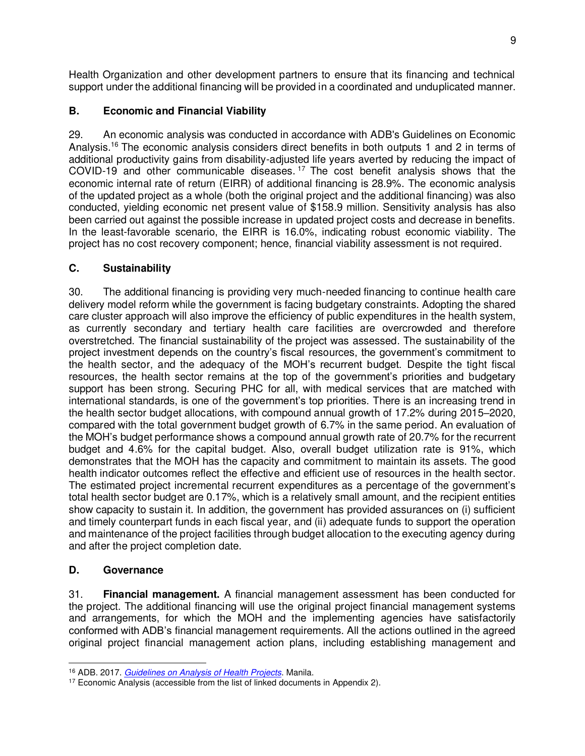Health Organization and other development partners to ensure that its financing and technical support under the additional financing will be provided in a coordinated and unduplicated manner.

## B. Economic and Financial Viability

29. An economic analysis was conducted in accordance with ADB's Guidelines on Economic Analysis.[16] The economic analysis considers direct benefits in both outputs 1 and 2 in terms of additional productivity gains from disability-adjusted life years averted by reducing the impact of COVID-19 and other communicable diseases.[17] The cost benefit analysis shows that the economic internal rate of return (EIRR) of additional financing is 28.9%. The economic analysis of the updated project as a whole (both the original project and the additional financing) was also conducted, yielding economic net present value of $158.9 million. Sensitivity analysis has also been carried out against the possible increase in updated project costs and decrease in benefits. In the least-favorable scenario, the EIRR is 16.0%, indicating robust economic viability. The project has no cost recovery component; hence, financial viability assessment is not required.

## C. Sustainability

30. The additional financing is providing very much-needed financing to continue health care delivery model reform while the government is facing budgetary constraints. Adopting the shared care cluster approach will also improve the efficiency of public expenditures in the health system, as currently secondary and tertiary health care facilities are overcrowded and therefore overstretched. The financial sustainability of the project was assessed. The sustainability of the project investment depends on the country's fiscal resources, the government's commitment to the health sector, and the adequacy of the MOH's recurrent budget. Despite the tight fiscal resources, the health sector remains at the top of the government's priorities and budgetary support has been strong. Securing PHC for all, with medical services that are matched with international standards, is one of the government's top priorities. There is an increasing trend in the health sector budget allocations, with compound annual growth of 17.2% during 2015–2020, compared with the total government budget growth of 6.7% in the same period. An evaluation of the MOH's budget performance shows a compound annual growth rate of 20.7% for the recurrent budget and 4.6% for the capital budget. Also, overall budget utilization rate is 91%, which demonstrates that the MOH has the capacity and commitment to maintain its assets. The good health indicator outcomes reflect the effective and efficient use of resources in the health sector. The estimated project incremental recurrent expenditures as a percentage of the government's total health sector budget are 0.17%, which is a relatively small amount, and the recipient entities show capacity to sustain it. In addition, the government has provided assurances on (i) sufficient and timely counterpart funds in each fiscal year, and (ii) adequate funds to support the operation and maintenance of the project facilities through budget allocation to the executing agency during and after the project completion date.

## D. Governance

31. **Financial management.** A financial management assessment has been conducted for the project. The additional financing will use the original project financial management systems and arrangements, for which the MOH and the implementing agencies have satisfactorily conformed with ADB's financial management requirements. All the actions outlined in the agreed original project financial management action plans, including establishing management and

---

[16] ADB. 2017. *Guidelines on Analysis of Health Projects*. Manila.

[17] Economic Analysis (accessible from the list of linked documents in Appendix 2).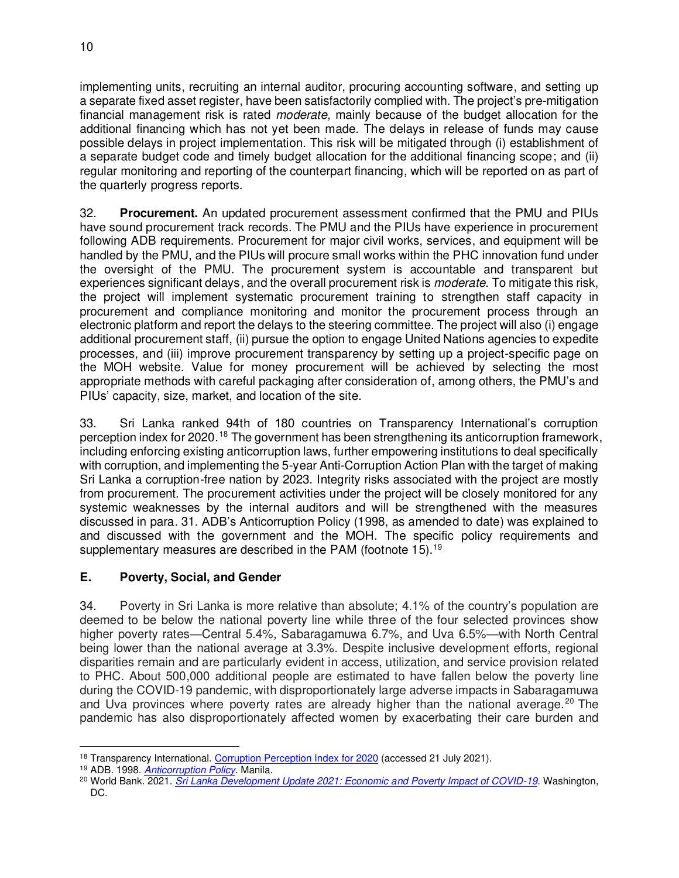implementing units, recruiting an internal auditor, procuring accounting software, and setting up a separate fixed asset register, have been satisfactorily complied with. The project's pre-mitigation financial management risk is rated *moderate,* mainly because of the budget allocation for the additional financing which has not yet been made. The delays in release of funds may cause possible delays in project implementation. This risk will be mitigated through (i) establishment of a separate budget code and timely budget allocation for the additional financing scope; and (ii) regular monitoring and reporting of the counterpart financing, which will be reported on as part of the quarterly progress reports.

32. **Procurement.** An updated procurement assessment confirmed that the PMU and PIUs have sound procurement track records. The PMU and the PIUs have experience in procurement following ADB requirements. Procurement for major civil works, services, and equipment will be handled by the PMU, and the PIUs will procure small works within the PHC innovation fund under the oversight of the PMU. The procurement system is accountable and transparent but experiences significant delays, and the overall procurement risk is *moderate*. To mitigate this risk, the project will implement systematic procurement training to strengthen staff capacity in procurement and compliance monitoring and monitor the procurement process through an electronic platform and report the delays to the steering committee. The project will also (i) engage additional procurement staff, (ii) pursue the option to engage United Nations agencies to expedite processes, and (iii) improve procurement transparency by setting up a project-specific page on the MOH website. Value for money procurement will be achieved by selecting the most appropriate methods with careful packaging after consideration of, among others, the PMU's and PIUs' capacity, size, market, and location of the site.

33. Sri Lanka ranked 94th of 180 countries on Transparency International's corruption perception index for 2020.[18] The government has been strengthening its anticorruption framework, including enforcing existing anticorruption laws, further empowering institutions to deal specifically with corruption, and implementing the 5-year Anti-Corruption Action Plan with the target of making Sri Lanka a corruption-free nation by 2023. Integrity risks associated with the project are mostly from procurement. The procurement activities under the project will be closely monitored for any systemic weaknesses by the internal auditors and will be strengthened with the measures discussed in para. 31. ADB's Anticorruption Policy (1998, as amended to date) was explained to and discussed with the government and the MOH. The specific policy requirements and supplementary measures are described in the PAM (footnote 15).[19]

## E. Poverty, Social, and Gender

34. Poverty in Sri Lanka is more relative than absolute; 4.1% of the country's population are deemed to be below the national poverty line while three of the four selected provinces show higher poverty rates—Central 5.4%, Sabaragamuwa 6.7%, and Uva 6.5%—with North Central being lower than the national average at 3.3%. Despite inclusive development efforts, regional disparities remain and are particularly evident in access, utilization, and service provision related to PHC. About 500,000 additional people are estimated to have fallen below the poverty line during the COVID-19 pandemic, with disproportionately large adverse impacts in Sabaragamuwa and Uva provinces where poverty rates are already higher than the national average.[20] The pandemic has also disproportionately affected women by exacerbating their care burden and

---

[18] Transparency International. Corruption Perception Index for 2020 (accessed 21 July 2021).

[19] ADB. 1998. *Anticorruption Policy*. Manila.

[20] World Bank. 2021. *Sri Lanka Development Update 2021: Economic and Poverty Impact of COVID-19*. Washington, DC.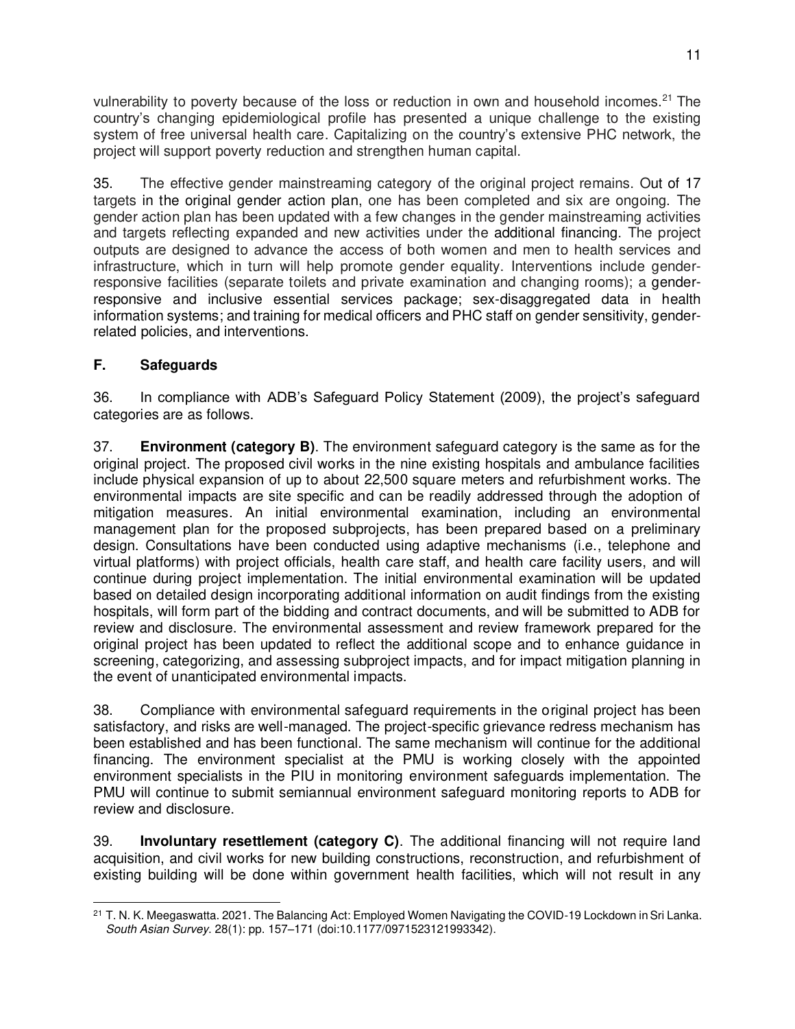vulnerability to poverty because of the loss or reduction in own and household incomes.[21] The country's changing epidemiological profile has presented a unique challenge to the existing system of free universal health care. Capitalizing on the country's extensive PHC network, the project will support poverty reduction and strengthen human capital.

35. The effective gender mainstreaming category of the original project remains. Out of 17 targets in the original gender action plan, one has been completed and six are ongoing. The gender action plan has been updated with a few changes in the gender mainstreaming activities and targets reflecting expanded and new activities under the additional financing. The project outputs are designed to advance the access of both women and men to health services and infrastructure, which in turn will help promote gender equality. Interventions include gender-responsive facilities (separate toilets and private examination and changing rooms); a gender-responsive and inclusive essential services package; sex-disaggregated data in health information systems; and training for medical officers and PHC staff on gender sensitivity, gender-related policies, and interventions.

### F. Safeguards

36. In compliance with ADB's Safeguard Policy Statement (2009), the project's safeguard categories are as follows.

37. **Environment (category B)**. The environment safeguard category is the same as for the original project. The proposed civil works in the nine existing hospitals and ambulance facilities include physical expansion of up to about 22,500 square meters and refurbishment works. The environmental impacts are site specific and can be readily addressed through the adoption of mitigation measures. An initial environmental examination, including an environmental management plan for the proposed subprojects, has been prepared based on a preliminary design. Consultations have been conducted using adaptive mechanisms (i.e., telephone and virtual platforms) with project officials, health care staff, and health care facility users, and will continue during project implementation. The initial environmental examination will be updated based on detailed design incorporating additional information on audit findings from the existing hospitals, will form part of the bidding and contract documents, and will be submitted to ADB for review and disclosure. The environmental assessment and review framework prepared for the original project has been updated to reflect the additional scope and to enhance guidance in screening, categorizing, and assessing subproject impacts, and for impact mitigation planning in the event of unanticipated environmental impacts.

38. Compliance with environmental safeguard requirements in the original project has been satisfactory, and risks are well-managed. The project-specific grievance redress mechanism has been established and has been functional. The same mechanism will continue for the additional financing. The environment specialist at the PMU is working closely with the appointed environment specialists in the PIU in monitoring environment safeguards implementation. The PMU will continue to submit semiannual environment safeguard monitoring reports to ADB for review and disclosure.

39. **Involuntary resettlement (category C)**. The additional financing will not require land acquisition, and civil works for new building constructions, reconstruction, and refurbishment of existing building will be done within government health facilities, which will not result in any

[21] T. N. K. Meegaswatta. 2021. The Balancing Act: Employed Women Navigating the COVID-19 Lockdown in Sri Lanka. *South Asian Survey*. 28(1): pp. 157–171 (doi:10.1177/0971523121993342).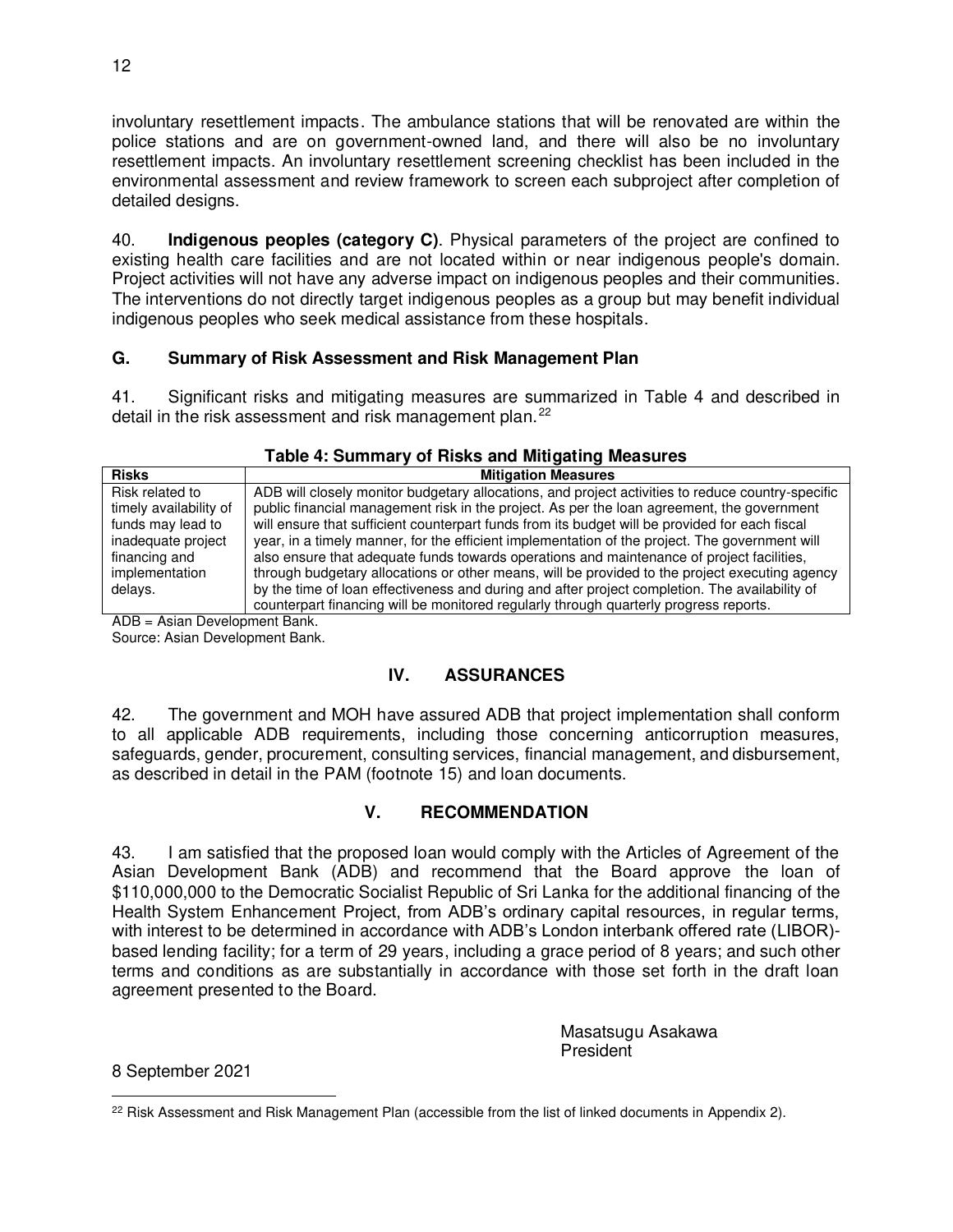involuntary resettlement impacts. The ambulance stations that will be renovated are within the police stations and are on government-owned land, and there will also be no involuntary resettlement impacts. An involuntary resettlement screening checklist has been included in the environmental assessment and review framework to screen each subproject after completion of detailed designs.

40. **Indigenous peoples (category C)**. Physical parameters of the project are confined to existing health care facilities and are not located within or near indigenous people's domain. Project activities will not have any adverse impact on indigenous peoples and their communities. The interventions do not directly target indigenous peoples as a group but may benefit individual indigenous peoples who seek medical assistance from these hospitals.

### G. Summary of Risk Assessment and Risk Management Plan

41. Significant risks and mitigating measures are summarized in Table 4 and described in detail in the risk assessment and risk management plan.[22]

**Table 4: Summary of Risks and Mitigating Measures**

| Risks | Mitigation Measures |
|---|---|
| Risk related to timely availability of funds may lead to inadequate project financing and implementation delays. | ADB will closely monitor budgetary allocations, and project activities to reduce country-specific public financial management risk in the project. As per the loan agreement, the government will ensure that sufficient counterpart funds from its budget will be provided for each fiscal year, in a timely manner, for the efficient implementation of the project. The government will also ensure that adequate funds towards operations and maintenance of project facilities, through budgetary allocations or other means, will be provided to the project executing agency by the time of loan effectiveness and during and after project completion. The availability of counterpart financing will be monitored regularly through quarterly progress reports. |

ADB = Asian Development Bank.
Source: Asian Development Bank.

## IV. ASSURANCES

42. The government and MOH have assured ADB that project implementation shall conform to all applicable ADB requirements, including those concerning anticorruption measures, safeguards, gender, procurement, consulting services, financial management, and disbursement, as described in detail in the PAM (footnote 15) and loan documents.

## V. RECOMMENDATION

43. I am satisfied that the proposed loan would comply with the Articles of Agreement of the Asian Development Bank (ADB) and recommend that the Board approve the loan of $110,000,000 to the Democratic Socialist Republic of Sri Lanka for the additional financing of the Health System Enhancement Project, from ADB's ordinary capital resources, in regular terms, with interest to be determined in accordance with ADB's London interbank offered rate (LIBOR)-based lending facility; for a term of 29 years, including a grace period of 8 years; and such other terms and conditions as are substantially in accordance with those set forth in the draft loan agreement presented to the Board.

Masatsugu Asakawa
President

8 September 2021

[22] Risk Assessment and Risk Management Plan (accessible from the list of linked documents in Appendix 2).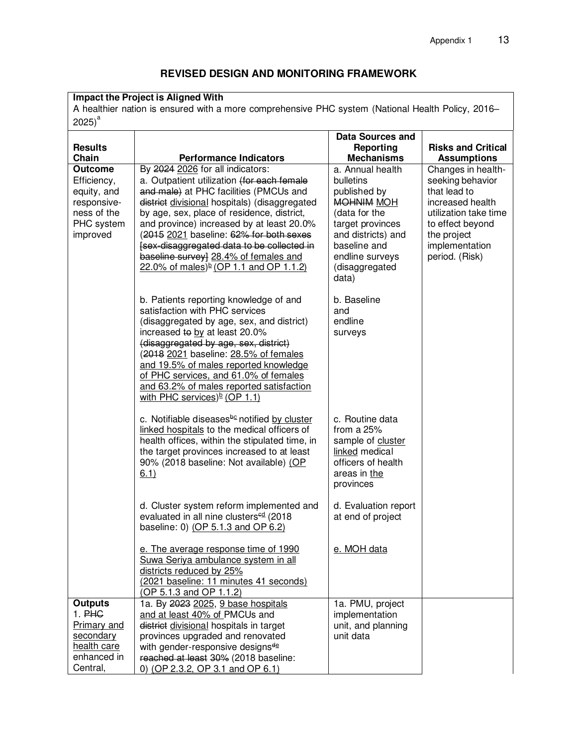## REVISED DESIGN AND MONITORING FRAMEWORK

| **Impact the Project is Aligned With** | | | |
|---|---|---|---|
| A healthier nation is ensured with a more comprehensive PHC system (National Health Policy, 2016–2025)[a] | | | |
| **Results Chain** | **Performance Indicators** | **Data Sources and Reporting Mechanisms** | **Risks and Critical Assumptions** |
| **Outcome**<br>Efficiency, equity, and responsiveness of the PHC system improved | By ~~2024~~ 2026 for all indicators:<br>a. Outpatient utilization ~~(for each female and male)~~ at PHC facilities (PMCUs and ~~district~~ divisional hospitals) (disaggregated by age, sex, place of residence, district, and province) increased by at least 20.0% (~~2015~~ 2021 baseline: ~~62% for both sexes [sex-disaggregated data to be collected in baseline survey]~~ 28.4% of females and 22.0% of males)[b] (OP 1.1 and OP 1.1.2) | a. Annual health bulletins published by ~~MOHNIM~~ MOH (data for the target provinces and districts) and baseline and endline surveys (disaggregated data) | Changes in health-seeking behavior that lead to increased health utilization take time to effect beyond the project implementation period. (Risk) |
| | b. Patients reporting knowledge of and satisfaction with PHC services (disaggregated by age, sex, and district) increased ~~to~~ by at least 20.0% ~~(disaggregated by age, sex, district)~~ (~~2018~~ 2021 baseline: 28.5% of females and 19.5% of males reported knowledge of PHC services, and 61.0% of females and 63.2% of males reported satisfaction with PHC services)[b] (OP 1.1) | b. Baseline and endline surveys | |
| | c. Notifiable diseases[~~b~~c] notified by cluster linked hospitals to the medical officers of health offices, within the stipulated time, in the target provinces increased to at least 90% (2018 baseline: Not available) (OP 6.1) | c. Routine data from a 25% sample of cluster linked medical officers of health areas in the provinces | |
| | d. Cluster system reform implemented and evaluated in all nine clusters[~~c~~d] (2018 baseline: 0) (OP 5.1.3 and OP 6.2) | d. Evaluation report at end of project | |
| | e. The average response time of 1990 Suwa Seriya ambulance system in all districts reduced by 25% (2021 baseline: 11 minutes 41 seconds) (OP 5.1.3 and OP 1.1.2) | e. MOH data | |
| **Outputs**<br>1. ~~PHC~~ Primary and secondary health care enhanced in Central, | 1a. By ~~2023~~ 2025, 9 base hospitals and at least 40% of PMCUs and ~~district~~ divisional hospitals in target provinces upgraded and renovated with gender-responsive designs[~~d~~e] ~~reached at least 30%~~ (2018 baseline: 0) (OP 2.3.2, OP 3.1 and OP 6.1) | 1a. PMU, project implementation unit, and planning unit data | |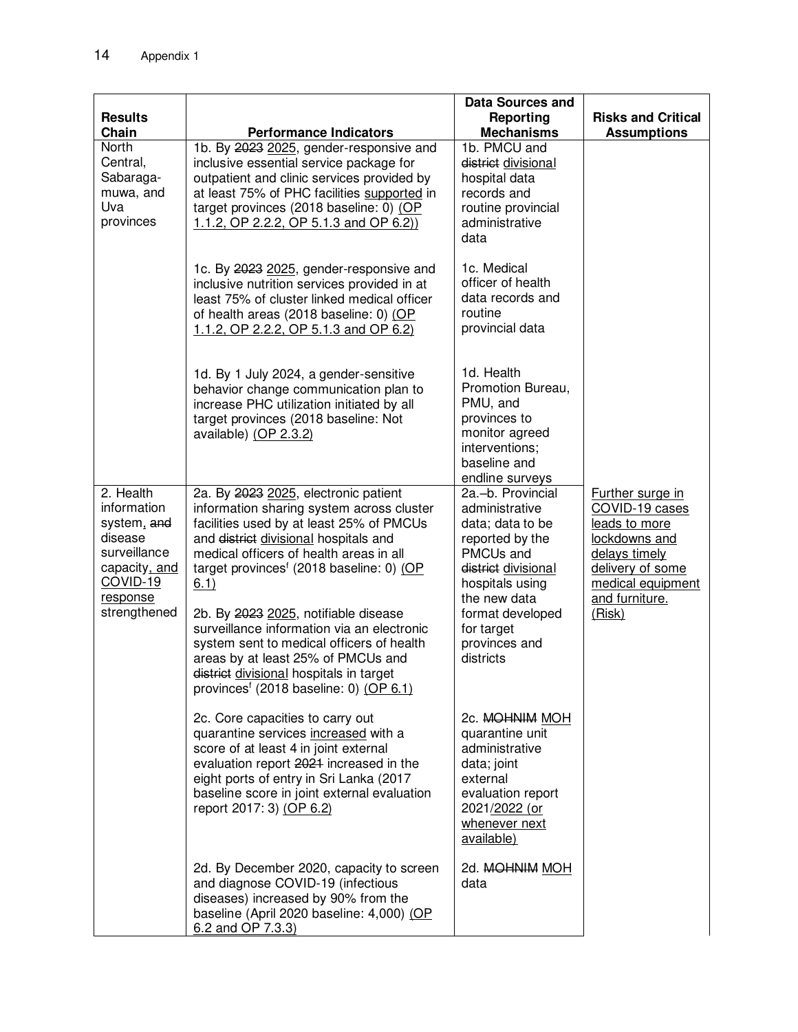| Results Chain | Performance Indicators | Data Sources and Reporting Mechanisms | Risks and Critical Assumptions |
|---|---|---|---|
| North Central, Sabaraga-muwa, and Uva provinces | 1b. By ~~2023~~ 2025, gender-responsive and inclusive essential service package for outpatient and clinic services provided by at least 75% of PHC facilities supported in target provinces (2018 baseline: 0) (OP 1.1.2, OP 2.2.2, OP 5.1.3 and OP 6.2)) | 1b. PMCU and ~~district~~ divisional hospital data records and routine provincial administrative data | |
| | 1c. By ~~2023~~ 2025, gender-responsive and inclusive nutrition services provided in at least 75% of cluster linked medical officer of health areas (2018 baseline: 0) (OP 1.1.2, OP 2.2.2, OP 5.1.3 and OP 6.2) | 1c. Medical officer of health data records and routine provincial data | |
| | 1d. By 1 July 2024, a gender-sensitive behavior change communication plan to increase PHC utilization initiated by all target provinces (2018 baseline: Not available) (OP 2.3.2) | 1d. Health Promotion Bureau, PMU, and provinces to monitor agreed interventions; baseline and endline surveys | |
| 2. Health information system, ~~and~~ disease surveillance capacity, and COVID-19 response strengthened | 2a. By ~~2023~~ 2025, electronic patient information sharing system across cluster facilities used by at least 25% of PMCUs and ~~district~~ divisional hospitals and medical officers of health areas in all target provinces[f] (2018 baseline: 0) (OP 6.1) | 2a.–b. Provincial administrative data; data to be reported by the PMCUs and ~~district~~ divisional hospitals using the new data format developed for target provinces and districts | Further surge in COVID-19 cases leads to more lockdowns and delays timely delivery of some medical equipment and furniture. (Risk) |
| | 2b. By ~~2023~~ 2025, notifiable disease surveillance information via an electronic system sent to medical officers of health areas by at least 25% of PMCUs and ~~district~~ divisional hospitals in target provinces[f] (2018 baseline: 0) (OP 6.1) | | |
| | 2c. Core capacities to carry out quarantine services increased with a score of at least 4 in joint external evaluation report ~~2021~~ increased in the eight ports of entry in Sri Lanka (2017 baseline score in joint external evaluation report 2017: 3) (OP 6.2) | 2c. ~~MOHNIM~~ MOH quarantine unit administrative data; joint external evaluation report 2021/2022 (or whenever next available) | |
| | 2d. By December 2020, capacity to screen and diagnose COVID-19 (infectious diseases) increased by 90% from the baseline (April 2020 baseline: 4,000) (OP 6.2 and OP 7.3.3) | 2d. ~~MOHNIM~~ MOH data | |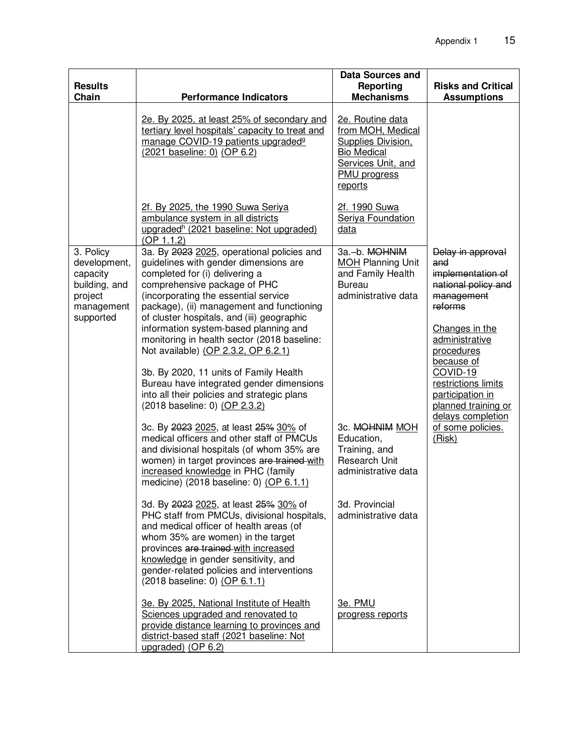| Results Chain | Performance Indicators | Data Sources and Reporting Mechanisms | Risks and Critical Assumptions |
| --- | --- | --- | --- |
| | 2e. By 2025, at least 25% of secondary and tertiary level hospitals' capacity to treat and manage COVID-19 patients upgraded[g] (2021 baseline: 0) (OP 6.2) | 2e. Routine data from MOH, Medical Supplies Division, Bio Medical Services Unit, and PMU progress reports | |
| | 2f. By 2025, the 1990 Suwa Seriya ambulance system in all districts upgraded[h] (2021 baseline: Not upgraded) (OP 1.1.2) | 2f. 1990 Suwa Seriya Foundation data | |
| 3. Policy development, capacity building, and project management supported | 3a. By ~~2023~~ 2025, operational policies and guidelines with gender dimensions are completed for (i) delivering a comprehensive package of PHC (incorporating the essential service package), (ii) management and functioning of cluster hospitals, and (iii) geographic information system-based planning and monitoring in health sector (2018 baseline: Not available) (OP 2.3.2, OP 6.2.1)<br><br>3b. By 2020, 11 units of Family Health Bureau have integrated gender dimensions into all their policies and strategic plans (2018 baseline: 0) (OP 2.3.2) | 3a.–b. ~~MOHNIM~~ MOH Planning Unit and Family Health Bureau administrative data | ~~Delay in approval and implementation of national policy and management reforms~~<br><br>Changes in the administrative procedures because of COVID-19 restrictions limits participation in planned training or delays completion of some policies. (Risk) |
| | 3c. By ~~2023~~ 2025, at least ~~25%~~ 30% of medical officers and other staff of PMCUs and divisional hospitals (of whom 35% are women) in target provinces ~~are trained~~ with increased knowledge in PHC (family medicine) (2018 baseline: 0) (OP 6.1.1) | 3c. ~~MOHNIM~~ MOH Education, Training, and Research Unit administrative data | |
| | 3d. By ~~2023~~ 2025, at least ~~25%~~ 30% of PHC staff from PMCUs, divisional hospitals, and medical officer of health areas (of whom 35% are women) in the target provinces ~~are trained~~ with increased knowledge in gender sensitivity, and gender-related policies and interventions (2018 baseline: 0) (OP 6.1.1) | 3d. Provincial administrative data | |
| | 3e. By 2025, National Institute of Health Sciences upgraded and renovated to provide distance learning to provinces and district-based staff (2021 baseline: Not upgraded) (OP 6.2) | 3e. PMU progress reports | |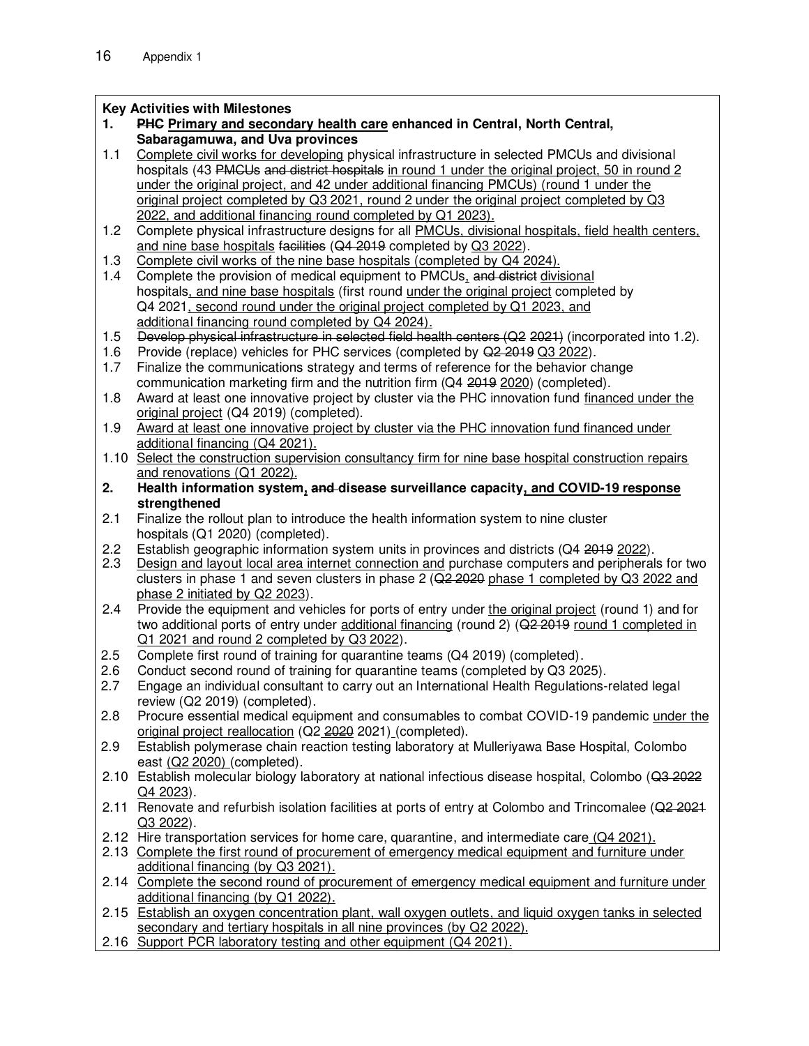**Key Activities with Milestones**

**1. ~~PHC~~ Primary and secondary health care enhanced in Central, North Central, Sabaragamuwa, and Uva provinces**

1.1 Complete civil works for developing physical infrastructure in selected PMCUs and divisional hospitals (43 ~~PMCUs~~ ~~and district hospitals~~ in round 1 under the original project, 50 in round 2 under the original project, and 42 under additional financing PMCUs) (round 1 under the original project completed by Q3 2021, round 2 under the original project completed by Q3 2022, and additional financing round completed by Q1 2023).

1.2 Complete physical infrastructure designs for all PMCUs, divisional hospitals, field health centers, and nine base hospitals ~~facilities~~ (~~Q4 2019~~ completed by Q3 2022).

1.3 Complete civil works of the nine base hospitals (completed by Q4 2024).

1.4 Complete the provision of medical equipment to PMCUs, ~~and district~~ divisional hospitals, and nine base hospitals (first round under the original project completed by Q4 2021, second round under the original project completed by Q1 2023, and additional financing round completed by Q4 2024).

1.5 ~~Develop physical infrastructure in selected field health centers (Q2 2021)~~ (incorporated into 1.2).

1.6 Provide (replace) vehicles for PHC services (completed by ~~Q2 2019~~ Q3 2022).

1.7 Finalize the communications strategy and terms of reference for the behavior change communication marketing firm and the nutrition firm (Q4 ~~2019~~ 2020) (completed).

1.8 Award at least one innovative project by cluster via the PHC innovation fund financed under the original project (Q4 2019) (completed).

1.9 Award at least one innovative project by cluster via the PHC innovation fund financed under additional financing (Q4 2021).

1.10 Select the construction supervision consultancy firm for nine base hospital construction repairs and renovations (Q1 2022).

**2. Health information system, ~~and~~ disease surveillance capacity, and COVID-19 response strengthened**

2.1 Finalize the rollout plan to introduce the health information system to nine cluster hospitals (Q1 2020) (completed).

2.2 Establish geographic information system units in provinces and districts (Q4 ~~2019~~ 2022).

2.3 Design and layout local area internet connection and purchase computers and peripherals for two clusters in phase 1 and seven clusters in phase 2 (~~Q2 2020~~ phase 1 completed by Q3 2022 and phase 2 initiated by Q2 2023).

2.4 Provide the equipment and vehicles for ports of entry under the original project (round 1) and for two additional ports of entry under additional financing (round 2) (~~Q2 2019~~ round 1 completed in Q1 2021 and round 2 completed by Q3 2022).

2.5 Complete first round of training for quarantine teams (Q4 2019) (completed).

2.6 Conduct second round of training for quarantine teams (completed by Q3 2025).

2.7 Engage an individual consultant to carry out an International Health Regulations-related legal review (Q2 2019) (completed).

2.8 Procure essential medical equipment and consumables to combat COVID-19 pandemic under the original project reallocation (Q2 ~~2020~~ 2021) (completed).

2.9 Establish polymerase chain reaction testing laboratory at Mulleriyawa Base Hospital, Colombo east (Q2 2020) (completed).

2.10 Establish molecular biology laboratory at national infectious disease hospital, Colombo (~~Q3 2022~~ Q4 2023).

2.11 Renovate and refurbish isolation facilities at ports of entry at Colombo and Trincomalee (~~Q2 2021~~ Q3 2022).

2.12 Hire transportation services for home care, quarantine, and intermediate care (Q4 2021).

2.13 Complete the first round of procurement of emergency medical equipment and furniture under additional financing (by Q3 2021).

2.14 Complete the second round of procurement of emergency medical equipment and furniture under additional financing (by Q1 2022).

2.15 Establish an oxygen concentration plant, wall oxygen outlets, and liquid oxygen tanks in selected secondary and tertiary hospitals in all nine provinces (by Q2 2022).

2.16 Support PCR laboratory testing and other equipment (Q4 2021).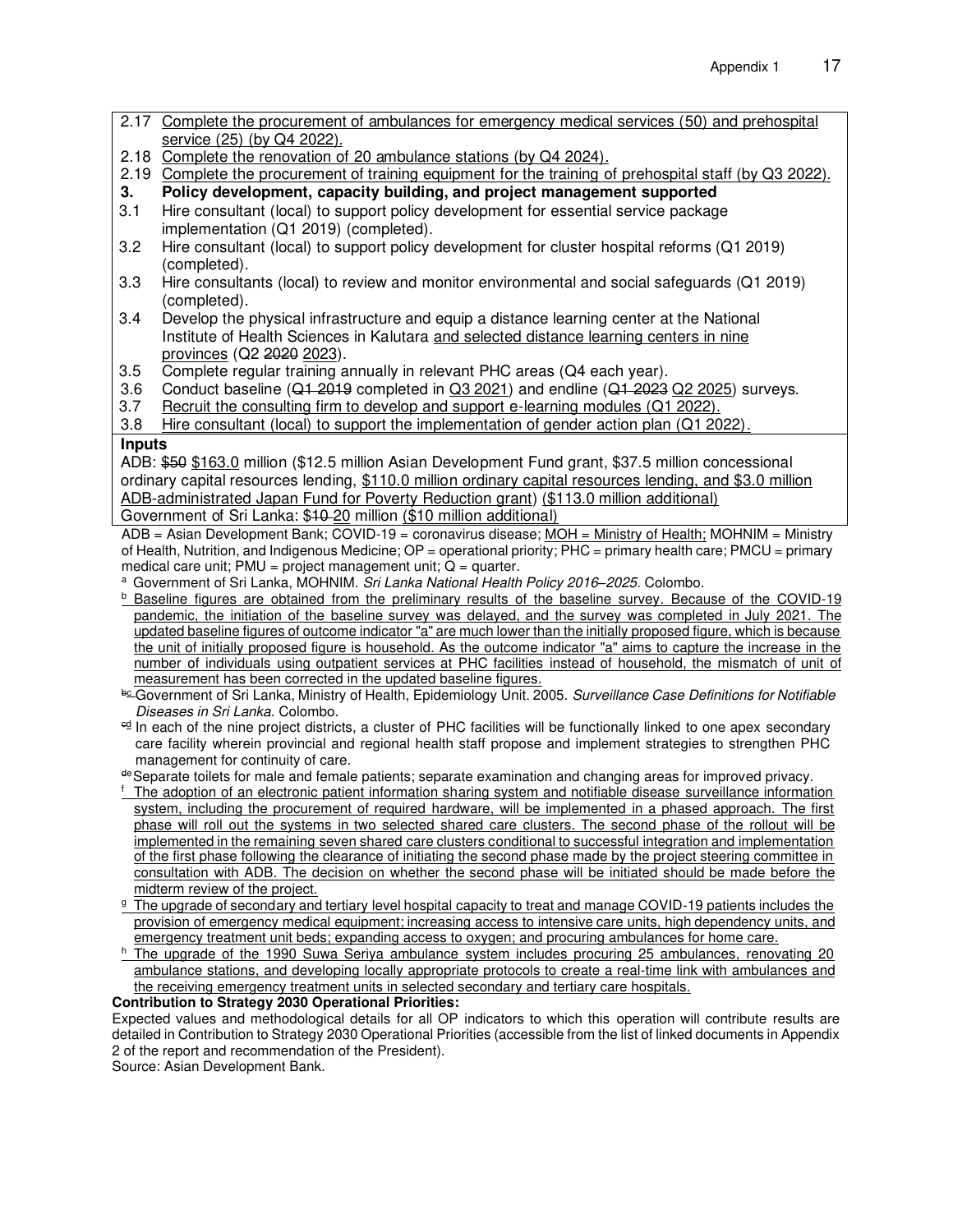2.17 Complete the procurement of ambulances for emergency medical services (50) and prehospital service (25) (by Q4 2022).
2.18 Complete the renovation of 20 ambulance stations (by Q4 2024).
2.19 Complete the procurement of training equipment for the training of prehospital staff (by Q3 2022).

**3. Policy development, capacity building, and project management supported**

3.1 Hire consultant (local) to support policy development for essential service package implementation (Q1 2019) (completed).
3.2 Hire consultant (local) to support policy development for cluster hospital reforms (Q1 2019) (completed).
3.3 Hire consultants (local) to review and monitor environmental and social safeguards (Q1 2019) (completed).
3.4 Develop the physical infrastructure and equip a distance learning center at the National Institute of Health Sciences in Kalutara and selected distance learning centers in nine provinces (Q2 ~~2020~~ 2023).
3.5 Complete regular training annually in relevant PHC areas (Q4 each year).
3.6 Conduct baseline (~~Q1 2019~~ completed in Q3 2021) and endline (~~Q1 2023~~ Q2 2025) surveys.
3.7 Recruit the consulting firm to develop and support e-learning modules (Q1 2022).
3.8 Hire consultant (local) to support the implementation of gender action plan (Q1 2022).

**Inputs**

ADB: ~~$50~~ $163.0 million ($12.5 million Asian Development Fund grant, $37.5 million concessional ordinary capital resources lending, $110.0 million ordinary capital resources lending, and $3.0 million ADB-administrated Japan Fund for Poverty Reduction grant) ($113.0 million additional)
Government of Sri Lanka: $~~10~~ 20 million ($10 million additional)

ADB = Asian Development Bank; COVID-19 = coronavirus disease; MOH = Ministry of Health; MOHNIM = Ministry of Health, Nutrition, and Indigenous Medicine; OP = operational priority; PHC = primary health care; PMCU = primary medical care unit; PMU = project management unit; Q = quarter.

[a] Government of Sri Lanka, MOHNIM. *Sri Lanka National Health Policy 2016–2025*. Colombo.

[b] Baseline figures are obtained from the preliminary results of the baseline survey. Because of the COVID-19 pandemic, the initiation of the baseline survey was delayed, and the survey was completed in July 2021. The updated baseline figures of outcome indicator "a" are much lower than the initially proposed figure, which is because the unit of initially proposed figure is household. As the outcome indicator "a" aims to capture the increase in the number of individuals using outpatient services at PHC facilities instead of household, the mismatch of unit of measurement has been corrected in the updated baseline figures.

[~~b~~c] Government of Sri Lanka, Ministry of Health, Epidemiology Unit. 2005. *Surveillance Case Definitions for Notifiable Diseases in Sri Lanka*. Colombo.

[~~c~~d] In each of the nine project districts, a cluster of PHC facilities will be functionally linked to one apex secondary care facility wherein provincial and regional health staff propose and implement strategies to strengthen PHC management for continuity of care.

[~~d~~e] Separate toilets for male and female patients; separate examination and changing areas for improved privacy.

[f] The adoption of an electronic patient information sharing system and notifiable disease surveillance information system, including the procurement of required hardware, will be implemented in a phased approach. The first phase will roll out the systems in two selected shared care clusters. The second phase of the rollout will be implemented in the remaining seven shared care clusters conditional to successful integration and implementation of the first phase following the clearance of initiating the second phase made by the project steering committee in consultation with ADB. The decision on whether the second phase will be initiated should be made before the midterm review of the project.

[g] The upgrade of secondary and tertiary level hospital capacity to treat and manage COVID-19 patients includes the provision of emergency medical equipment; increasing access to intensive care units, high dependency units, and emergency treatment unit beds; expanding access to oxygen; and procuring ambulances for home care.

[h] The upgrade of the 1990 Suwa Seriya ambulance system includes procuring 25 ambulances, renovating 20 ambulance stations, and developing locally appropriate protocols to create a real-time link with ambulances and the receiving emergency treatment units in selected secondary and tertiary care hospitals.

**Contribution to Strategy 2030 Operational Priorities:**

Expected values and methodological details for all OP indicators to which this operation will contribute results are detailed in Contribution to Strategy 2030 Operational Priorities (accessible from the list of linked documents in Appendix 2 of the report and recommendation of the President).

Source: Asian Development Bank.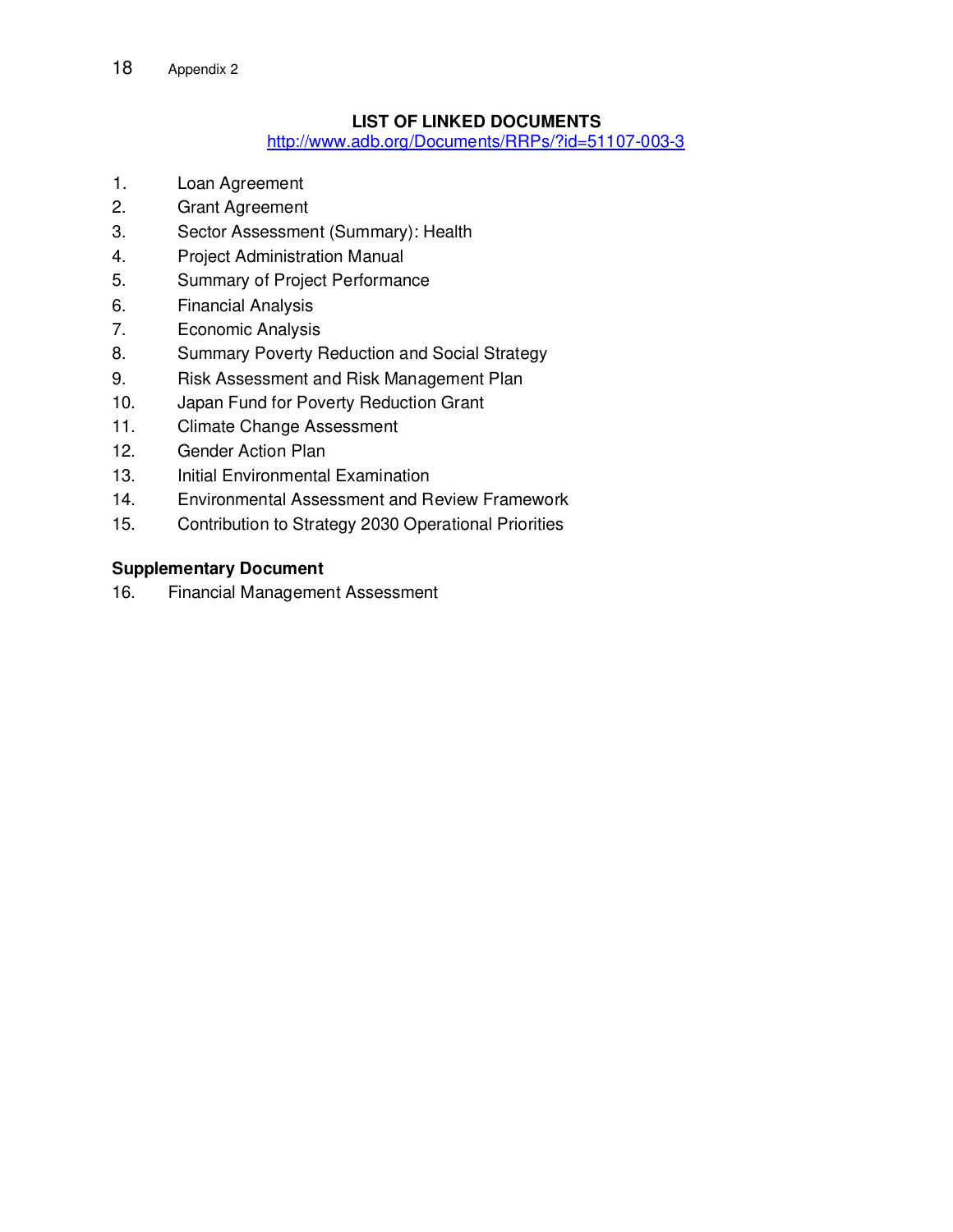Appendix 2

## LIST OF LINKED DOCUMENTS

http://www.adb.org/Documents/RRPs/?id=51107-003-3

1. Loan Agreement
2. Grant Agreement
3. Sector Assessment (Summary): Health
4. Project Administration Manual
5. Summary of Project Performance
6. Financial Analysis
7. Economic Analysis
8. Summary Poverty Reduction and Social Strategy
9. Risk Assessment and Risk Management Plan
10. Japan Fund for Poverty Reduction Grant
11. Climate Change Assessment
12. Gender Action Plan
13. Initial Environmental Examination
14. Environmental Assessment and Review Framework
15. Contribution to Strategy 2030 Operational Priorities

**Supplementary Document**

16. Financial Management Assessment